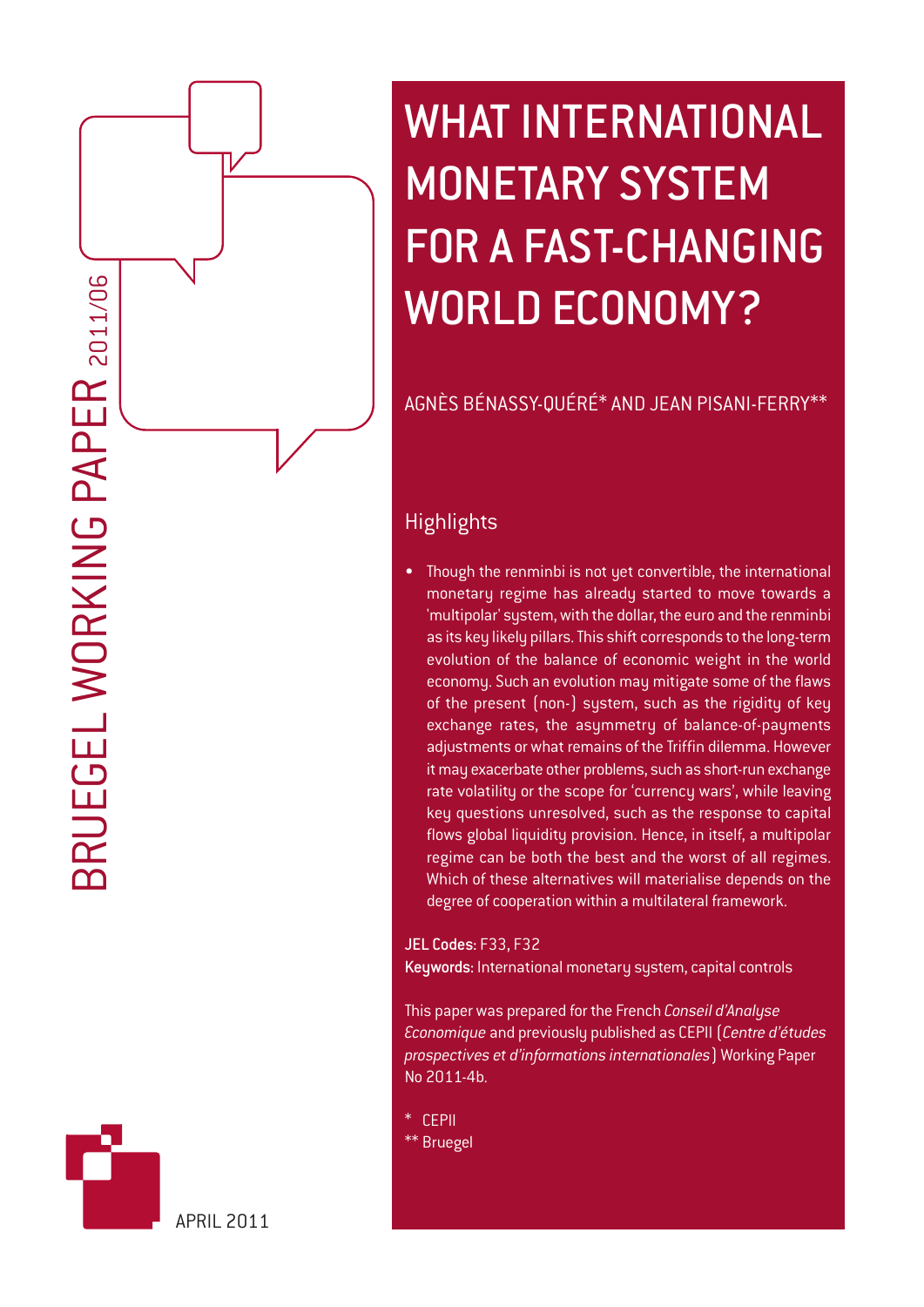BRUEGEL WORKING PAPER 2011/06

# WHAT INTERNATIONAL MONETARY SYSTEM FOR A FAST-CHANGING WORLD ECONOMY?

AGNÈS BÉNASSY-QUÉRÉ* AND JEAN PISANI-FERRY**

## Highlights

- Though the renminbi is not yet convertible, the international monetary regime has already started to move towards a 'multipolar' system, with the dollar, the euro and the renminbi as its key likely pillars. This shift corresponds to the long-term evolution of the balance of economic weight in the world economy. Such an evolution may mitigate some of the flaws of the present (non-) system, such as the rigidity of key exchange rates, the asymmetry of balance-of-payments adjustments or what remains of the Triffin dilemma. However it may exacerbate other problems, such as short-run exchange rate volatility or the scope for 'currency wars', while leaving key questions unresolved, such as the response to capital flows global liquidity provision. Hence, in itself, a multipolar regime can be both the best and the worst of all regimes. Which of these alternatives will materialise depends on the degree of cooperation within a multilateral framework.

**JEL Codes:** F33, F32
**Keywords:** International monetary system, capital controls

This paper was prepared for the French *Conseil d'Analyse Economique* and previously published as CEPII (*Centre d'études prospectives et d'informations internationales*) Working Paper No 2011-4b.

\* CEPII
** Bruegel

APRIL 2011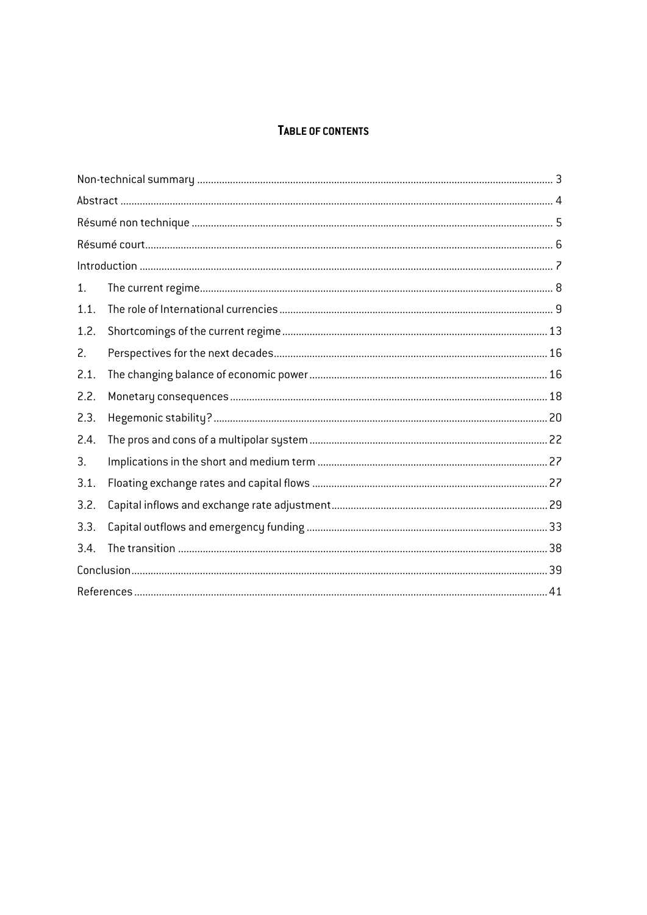# TABLE OF CONTENTS

| | | |
|---|---|---|
| Non-technical summary | | 3 |
| Abstract | | 4 |
| Résumé non technique | | 5 |
| Résumé court | | 6 |
| Introduction | | 7 |
| 1. | The current regime | 8 |
| 1.1. | The role of International currencies | 9 |
| 1.2. | Shortcomings of the current regime | 13 |
| 2. | Perspectives for the next decades | 16 |
| 2.1. | The changing balance of economic power | 16 |
| 2.2. | Monetary consequences | 18 |
| 2.3. | Hegemonic stability? | 20 |
| 2.4. | The pros and cons of a multipolar system | 22 |
| 3. | Implications in the short and medium term | 27 |
| 3.1. | Floating exchange rates and capital flows | 27 |
| 3.2. | Capital inflows and exchange rate adjustment | 29 |
| 3.3. | Capital outflows and emergency funding | 33 |
| 3.4. | The transition | 38 |
| Conclusion | | 39 |
| References | | 41 |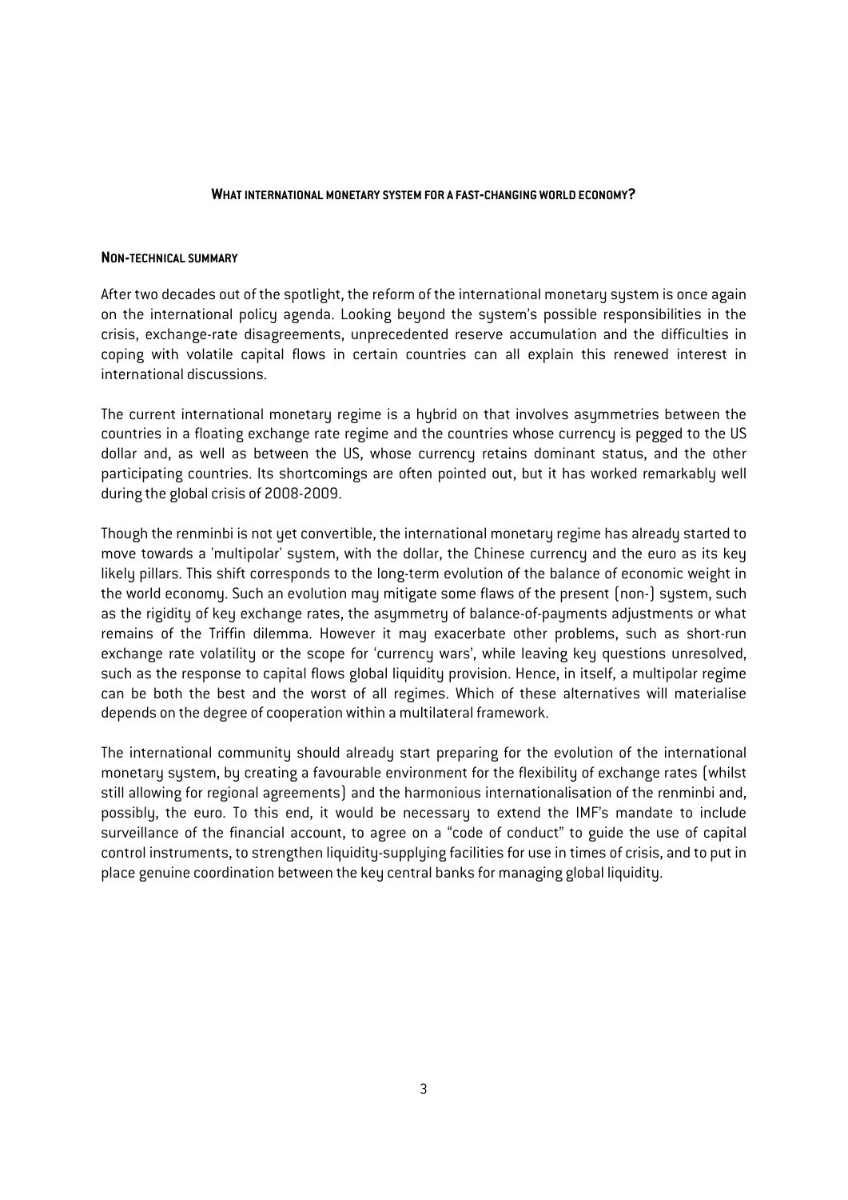**WHAT INTERNATIONAL MONETARY SYSTEM FOR A FAST-CHANGING WORLD ECONOMY?**

**NON-TECHNICAL SUMMARY**

After two decades out of the spotlight, the reform of the international monetary system is once again on the international policy agenda. Looking beyond the system's possible responsibilities in the crisis, exchange-rate disagreements, unprecedented reserve accumulation and the difficulties in coping with volatile capital flows in certain countries can all explain this renewed interest in international discussions.

The current international monetary regime is a hybrid on that involves asymmetries between the countries in a floating exchange rate regime and the countries whose currency is pegged to the US dollar and, as well as between the US, whose currency retains dominant status, and the other participating countries. Its shortcomings are often pointed out, but it has worked remarkably well during the global crisis of 2008-2009.

Though the renminbi is not yet convertible, the international monetary regime has already started to move towards a 'multipolar' system, with the dollar, the Chinese currency and the euro as its key likely pillars. This shift corresponds to the long-term evolution of the balance of economic weight in the world economy. Such an evolution may mitigate some flaws of the present (non-) system, such as the rigidity of key exchange rates, the asymmetry of balance-of-payments adjustments or what remains of the Triffin dilemma. However it may exacerbate other problems, such as short-run exchange rate volatility or the scope for 'currency wars', while leaving key questions unresolved, such as the response to capital flows global liquidity provision. Hence, in itself, a multipolar regime can be both the best and the worst of all regimes. Which of these alternatives will materialise depends on the degree of cooperation within a multilateral framework.

The international community should already start preparing for the evolution of the international monetary system, by creating a favourable environment for the flexibility of exchange rates (whilst still allowing for regional agreements) and the harmonious internationalisation of the renminbi and, possibly, the euro. To this end, it would be necessary to extend the IMF's mandate to include surveillance of the financial account, to agree on a "code of conduct" to guide the use of capital control instruments, to strengthen liquidity-supplying facilities for use in times of crisis, and to put in place genuine coordination between the key central banks for managing global liquidity.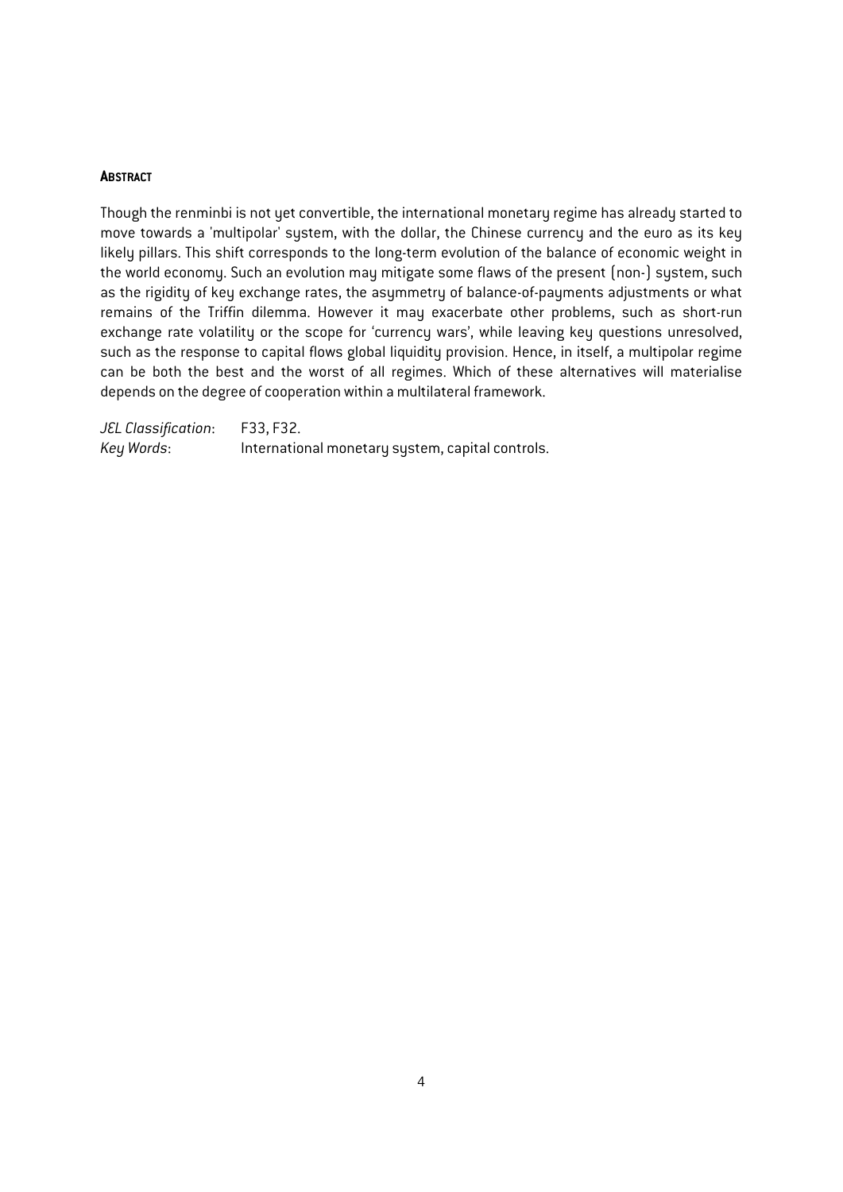**ABSTRACT**

Though the renminbi is not yet convertible, the international monetary regime has already started to move towards a 'multipolar' system, with the dollar, the Chinese currency and the euro as its key likely pillars. This shift corresponds to the long-term evolution of the balance of economic weight in the world economy. Such an evolution may mitigate some flaws of the present (non-) system, such as the rigidity of key exchange rates, the asymmetry of balance-of-payments adjustments or what remains of the Triffin dilemma. However it may exacerbate other problems, such as short-run exchange rate volatility or the scope for 'currency wars', while leaving key questions unresolved, such as the response to capital flows global liquidity provision. Hence, in itself, a multipolar regime can be both the best and the worst of all regimes. Which of these alternatives will materialise depends on the degree of cooperation within a multilateral framework.

*JEL Classification*: F33, F32.
*Key Words*: International monetary system, capital controls.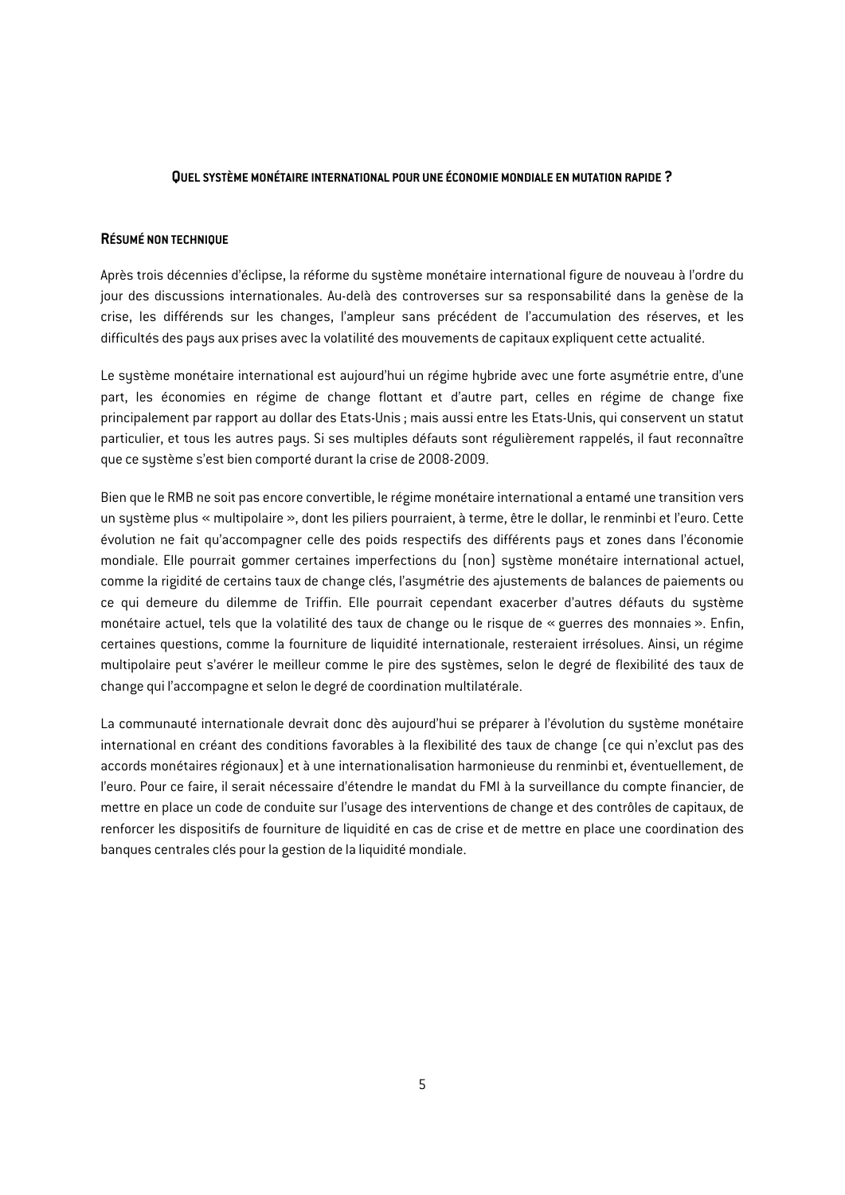## QUEL SYSTÈME MONÉTAIRE INTERNATIONAL POUR UNE ÉCONOMIE MONDIALE EN MUTATION RAPIDE ?

### RÉSUMÉ NON TECHNIQUE

Après trois décennies d'éclipse, la réforme du système monétaire international figure de nouveau à l'ordre du jour des discussions internationales. Au-delà des controverses sur sa responsabilité dans la genèse de la crise, les différends sur les changes, l'ampleur sans précédent de l'accumulation des réserves, et les difficultés des pays aux prises avec la volatilité des mouvements de capitaux expliquent cette actualité.

Le système monétaire international est aujourd'hui un régime hybride avec une forte asymétrie entre, d'une part, les économies en régime de change flottant et d'autre part, celles en régime de change fixe principalement par rapport au dollar des Etats-Unis ; mais aussi entre les Etats-Unis, qui conservent un statut particulier, et tous les autres pays. Si ses multiples défauts sont régulièrement rappelés, il faut reconnaître que ce système s'est bien comporté durant la crise de 2008-2009.

Bien que le RMB ne soit pas encore convertible, le régime monétaire international a entamé une transition vers un système plus « multipolaire », dont les piliers pourraient, à terme, être le dollar, le renminbi et l'euro. Cette évolution ne fait qu'accompagner celle des poids respectifs des différents pays et zones dans l'économie mondiale. Elle pourrait gommer certaines imperfections du (non) système monétaire international actuel, comme la rigidité de certains taux de change clés, l'asymétrie des ajustements de balances de paiements ou ce qui demeure du dilemme de Triffin. Elle pourrait cependant exacerber d'autres défauts du système monétaire actuel, tels que la volatilité des taux de change ou le risque de « guerres des monnaies ». Enfin, certaines questions, comme la fourniture de liquidité internationale, resteraient irrésolues. Ainsi, un régime multipolaire peut s'avérer le meilleur comme le pire des systèmes, selon le degré de flexibilité des taux de change qui l'accompagne et selon le degré de coordination multilatérale.

La communauté internationale devrait donc dès aujourd'hui se préparer à l'évolution du système monétaire international en créant des conditions favorables à la flexibilité des taux de change (ce qui n'exclut pas des accords monétaires régionaux) et à une internationalisation harmonieuse du renminbi et, éventuellement, de l'euro. Pour ce faire, il serait nécessaire d'étendre le mandat du FMI à la surveillance du compte financier, de mettre en place un code de conduite sur l'usage des interventions de change et des contrôles de capitaux, de renforcer les dispositifs de fourniture de liquidité en cas de crise et de mettre en place une coordination des banques centrales clés pour la gestion de la liquidité mondiale.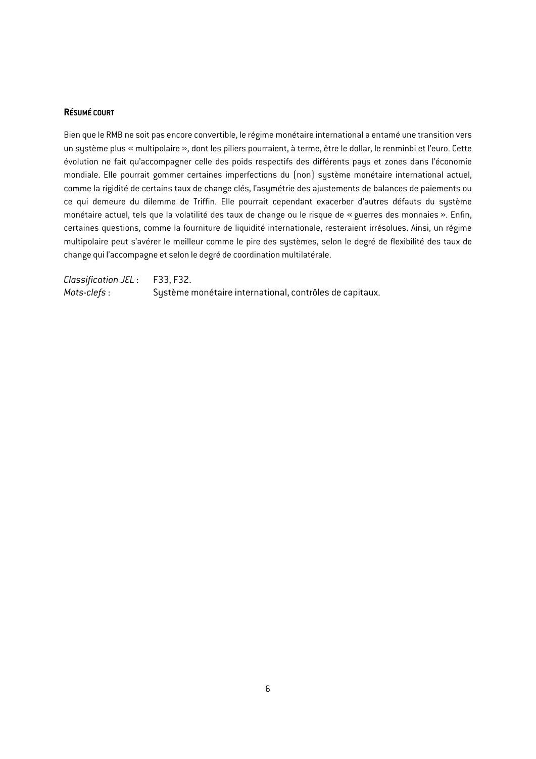### **Résumé court**

Bien que le RMB ne soit pas encore convertible, le régime monétaire international a entamé une transition vers un système plus « multipolaire », dont les piliers pourraient, à terme, être le dollar, le renminbi et l'euro. Cette évolution ne fait qu'accompagner celle des poids respectifs des différents pays et zones dans l'économie mondiale. Elle pourrait gommer certaines imperfections du (non) système monétaire international actuel, comme la rigidité de certains taux de change clés, l'asymétrie des ajustements de balances de paiements ou ce qui demeure du dilemme de Triffin. Elle pourrait cependant exacerber d'autres défauts du système monétaire actuel, tels que la volatilité des taux de change ou le risque de « guerres des monnaies ». Enfin, certaines questions, comme la fourniture de liquidité internationale, resteraient irrésolues. Ainsi, un régime multipolaire peut s'avérer le meilleur comme le pire des systèmes, selon le degré de flexibilité des taux de change qui l'accompagne et selon le degré de coordination multilatérale.

*Classification JEL* : F33, F32.
*Mots-clefs* : Système monétaire international, contrôles de capitaux.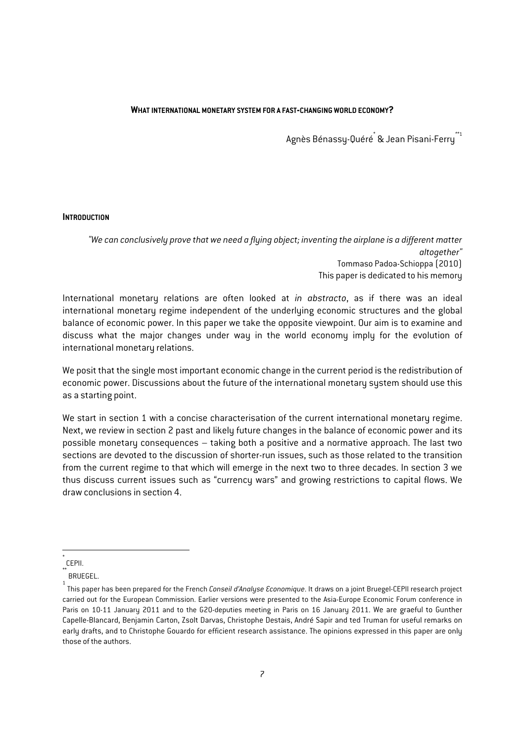**WHAT INTERNATIONAL MONETARY SYSTEM FOR A FAST-CHANGING WORLD ECONOMY?**

Agnès Bénassy-Quéré[*] & Jean Pisani-Ferry[**1]

## INTRODUCTION

*"We can conclusively prove that we need a flying object; inventing the airplane is a different matter altogether"*
Tommaso Padoa-Schioppa (2010)
This paper is dedicated to his memory

International monetary relations are often looked at *in abstracto*, as if there was an ideal international monetary regime independent of the underlying economic structures and the global balance of economic power. In this paper we take the opposite viewpoint. Our aim is to examine and discuss what the major changes under way in the world economy imply for the evolution of international monetary relations.

We posit that the single most important economic change in the current period is the redistribution of economic power. Discussions about the future of the international monetary system should use this as a starting point.

We start in section 1 with a concise characterisation of the current international monetary regime. Next, we review in section 2 past and likely future changes in the balance of economic power and its possible monetary consequences – taking both a positive and a normative approach. The last two sections are devoted to the discussion of shorter-run issues, such as those related to the transition from the current regime to that which will emerge in the next two to three decades. In section 3 we thus discuss current issues such as "currency wars" and growing restrictions to capital flows. We draw conclusions in section 4.

---

[*] CEPII.

[**] BRUEGEL.

[1] This paper has been prepared for the French *Conseil d'Analyse Economique*. It draws on a joint Bruegel-CEPII research project carried out for the European Commission. Earlier versions were presented to the Asia-Europe Economic Forum conference in Paris on 10-11 January 2011 and to the G20-deputies meeting in Paris on 16 January 2011. We are graeful to Gunther Capelle-Blancard, Benjamin Carton, Zsolt Darvas, Christophe Destais, André Sapir and ted Truman for useful remarks on early drafts, and to Christophe Gouardo for efficient research assistance. The opinions expressed in this paper are only those of the authors.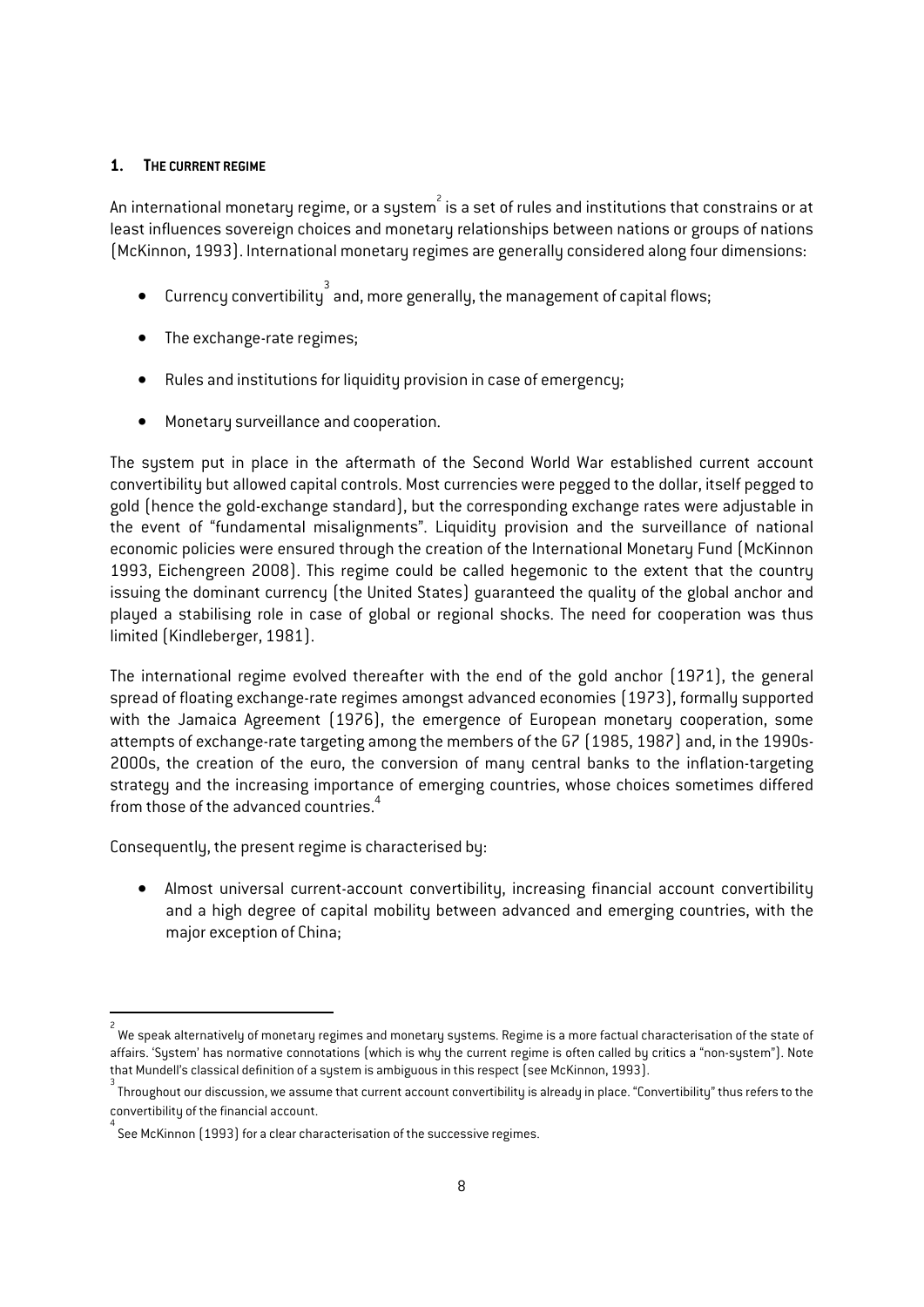## 1. THE CURRENT REGIME

An international monetary regime, or a system[2] is a set of rules and institutions that constrains or at least influences sovereign choices and monetary relationships between nations or groups of nations (McKinnon, 1993). International monetary regimes are generally considered along four dimensions:

- Currency convertibility[3] and, more generally, the management of capital flows;
- The exchange-rate regimes;
- Rules and institutions for liquidity provision in case of emergency;
- Monetary surveillance and cooperation.

The system put in place in the aftermath of the Second World War established current account convertibility but allowed capital controls. Most currencies were pegged to the dollar, itself pegged to gold (hence the gold-exchange standard), but the corresponding exchange rates were adjustable in the event of "fundamental misalignments". Liquidity provision and the surveillance of national economic policies were ensured through the creation of the International Monetary Fund (McKinnon 1993, Eichengreen 2008). This regime could be called hegemonic to the extent that the country issuing the dominant currency (the United States) guaranteed the quality of the global anchor and played a stabilising role in case of global or regional shocks. The need for cooperation was thus limited (Kindleberger, 1981).

The international regime evolved thereafter with the end of the gold anchor (1971), the general spread of floating exchange-rate regimes amongst advanced economies (1973), formally supported with the Jamaica Agreement (1976), the emergence of European monetary cooperation, some attempts of exchange-rate targeting among the members of the G7 (1985, 1987) and, in the 1990s-2000s, the creation of the euro, the conversion of many central banks to the inflation-targeting strategy and the increasing importance of emerging countries, whose choices sometimes differed from those of the advanced countries.[4]

Consequently, the present regime is characterised by:

- Almost universal current-account convertibility, increasing financial account convertibility and a high degree of capital mobility between advanced and emerging countries, with the major exception of China;

---

[2] We speak alternatively of monetary regimes and monetary systems. Regime is a more factual characterisation of the state of affairs. 'System' has normative connotations (which is why the current regime is often called by critics a "non-system"). Note that Mundell's classical definition of a system is ambiguous in this respect (see McKinnon, 1993).

[3] Throughout our discussion, we assume that current account convertibility is already in place. "Convertibility" thus refers to the convertibility of the financial account.

[4] See McKinnon (1993) for a clear characterisation of the successive regimes.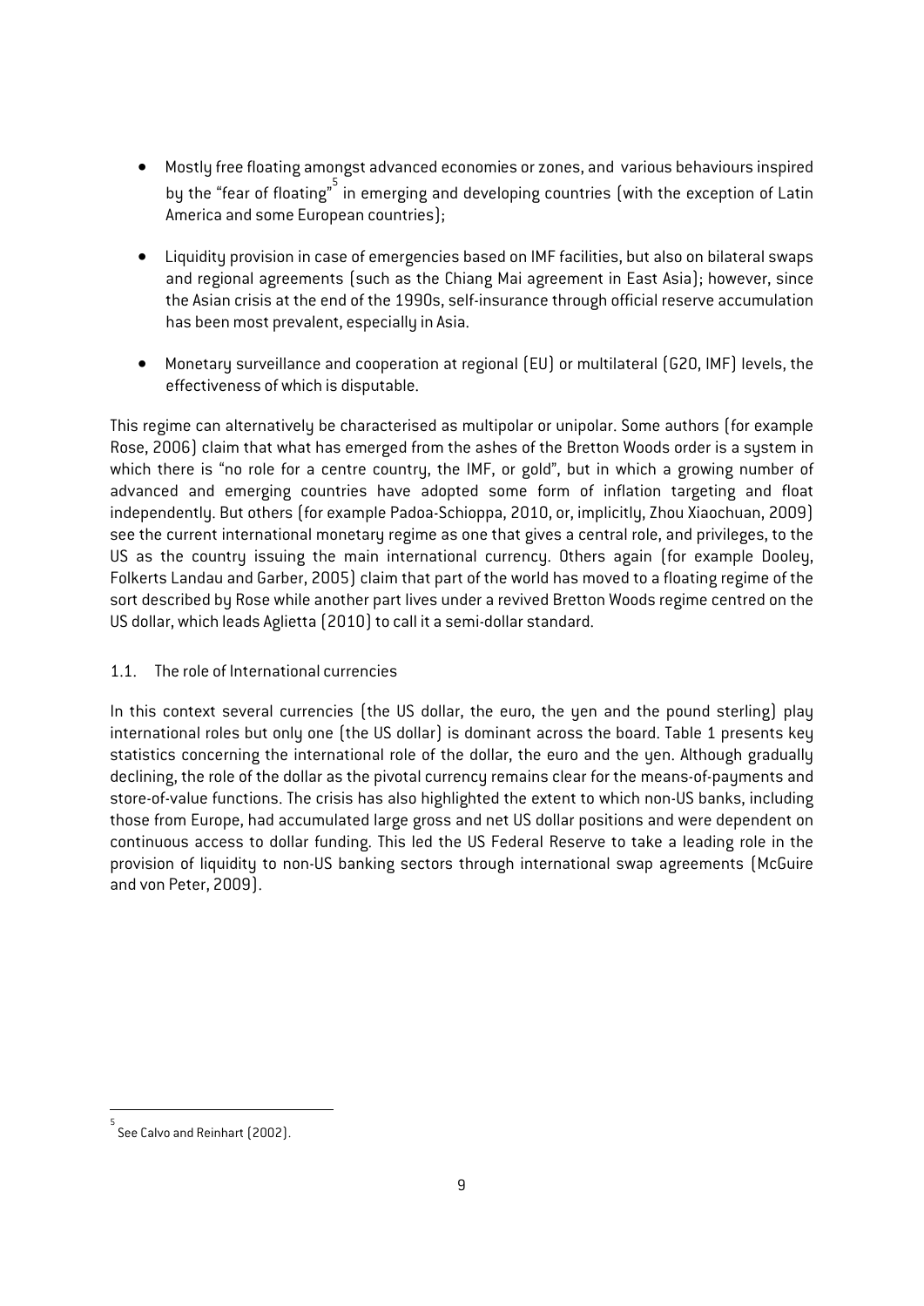- Mostly free floating amongst advanced economies or zones, and various behaviours inspired by the "fear of floating"[5] in emerging and developing countries (with the exception of Latin America and some European countries);

- Liquidity provision in case of emergencies based on IMF facilities, but also on bilateral swaps and regional agreements (such as the Chiang Mai agreement in East Asia); however, since the Asian crisis at the end of the 1990s, self-insurance through official reserve accumulation has been most prevalent, especially in Asia.

- Monetary surveillance and cooperation at regional (EU) or multilateral (G20, IMF) levels, the effectiveness of which is disputable.

This regime can alternatively be characterised as multipolar or unipolar. Some authors (for example Rose, 2006) claim that what has emerged from the ashes of the Bretton Woods order is a system in which there is "no role for a centre country, the IMF, or gold", but in which a growing number of advanced and emerging countries have adopted some form of inflation targeting and float independently. But others (for example Padoa-Schioppa, 2010, or, implicitly, Zhou Xiaochuan, 2009) see the current international monetary regime as one that gives a central role, and privileges, to the US as the country issuing the main international currency. Others again (for example Dooley, Folkerts Landau and Garber, 2005) claim that part of the world has moved to a floating regime of the sort described by Rose while another part lives under a revived Bretton Woods regime centred on the US dollar, which leads Aglietta (2010) to call it a semi-dollar standard.

### 1.1. The role of International currencies

In this context several currencies (the US dollar, the euro, the yen and the pound sterling) play international roles but only one (the US dollar) is dominant across the board. Table 1 presents key statistics concerning the international role of the dollar, the euro and the yen. Although gradually declining, the role of the dollar as the pivotal currency remains clear for the means-of-payments and store-of-value functions. The crisis has also highlighted the extent to which non-US banks, including those from Europe, had accumulated large gross and net US dollar positions and were dependent on continuous access to dollar funding. This led the US Federal Reserve to take a leading role in the provision of liquidity to non-US banking sectors through international swap agreements (McGuire and von Peter, 2009).

---

[5] See Calvo and Reinhart (2002).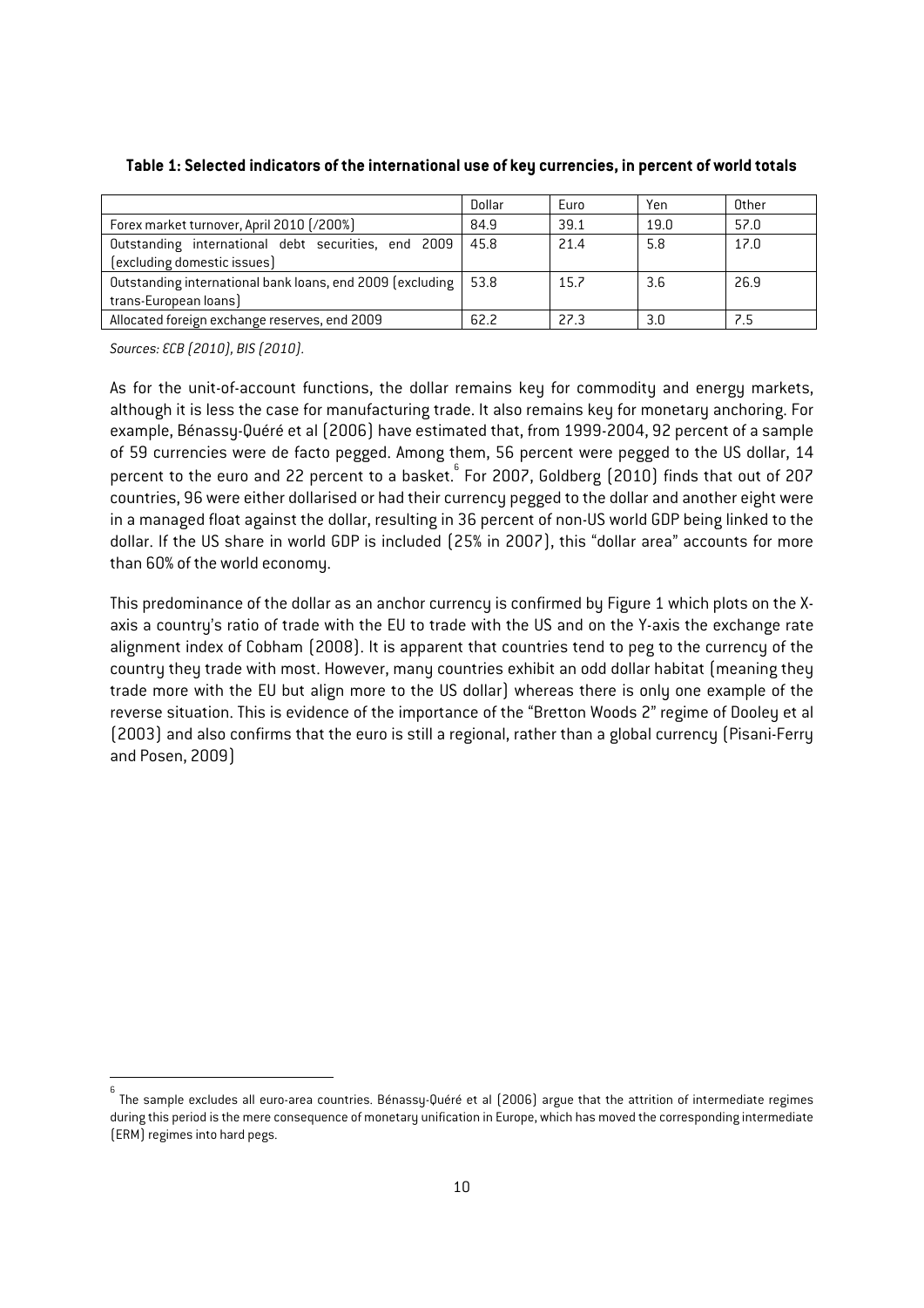**Table 1: Selected indicators of the international use of key currencies, in percent of world totals**

| | Dollar | Euro | Yen | Other |
|---|---|---|---|---|
| Forex market turnover, April 2010 (/200%) | 84.9 | 39.1 | 19.0 | 57.0 |
| Outstanding international debt securities, end 2009 (excluding domestic issues) | 45.8 | 21.4 | 5.8 | 17.0 |
| Outstanding international bank loans, end 2009 (excluding trans-European loans) | 53.8 | 15.7 | 3.6 | 26.9 |
| Allocated foreign exchange reserves, end 2009 | 62.2 | 27.3 | 3.0 | 7.5 |

*Sources: ECB (2010), BIS (2010).*

As for the unit-of-account functions, the dollar remains key for commodity and energy markets, although it is less the case for manufacturing trade. It also remains key for monetary anchoring. For example, Bénassy-Quéré et al (2006) have estimated that, from 1999-2004, 92 percent of a sample of 59 currencies were de facto pegged. Among them, 56 percent were pegged to the US dollar, 14 percent to the euro and 22 percent to a basket.[6] For 2007, Goldberg (2010) finds that out of 207 countries, 96 were either dollarised or had their currency pegged to the dollar and another eight were in a managed float against the dollar, resulting in 36 percent of non-US world GDP being linked to the dollar. If the US share in world GDP is included (25% in 2007), this "dollar area" accounts for more than 60% of the world economy.

This predominance of the dollar as an anchor currency is confirmed by Figure 1 which plots on the X-axis a country's ratio of trade with the EU to trade with the US and on the Y-axis the exchange rate alignment index of Cobham (2008). It is apparent that countries tend to peg to the currency of the country they trade with most. However, many countries exhibit an odd dollar habitat (meaning they trade more with the EU but align more to the US dollar) whereas there is only one example of the reverse situation. This is evidence of the importance of the "Bretton Woods 2" regime of Dooley et al (2003) and also confirms that the euro is still a regional, rather than a global currency (Pisani-Ferry and Posen, 2009)

[6] The sample excludes all euro-area countries. Bénassy-Quéré et al (2006) argue that the attrition of intermediate regimes during this period is the mere consequence of monetary unification in Europe, which has moved the corresponding intermediate (ERM) regimes into hard pegs.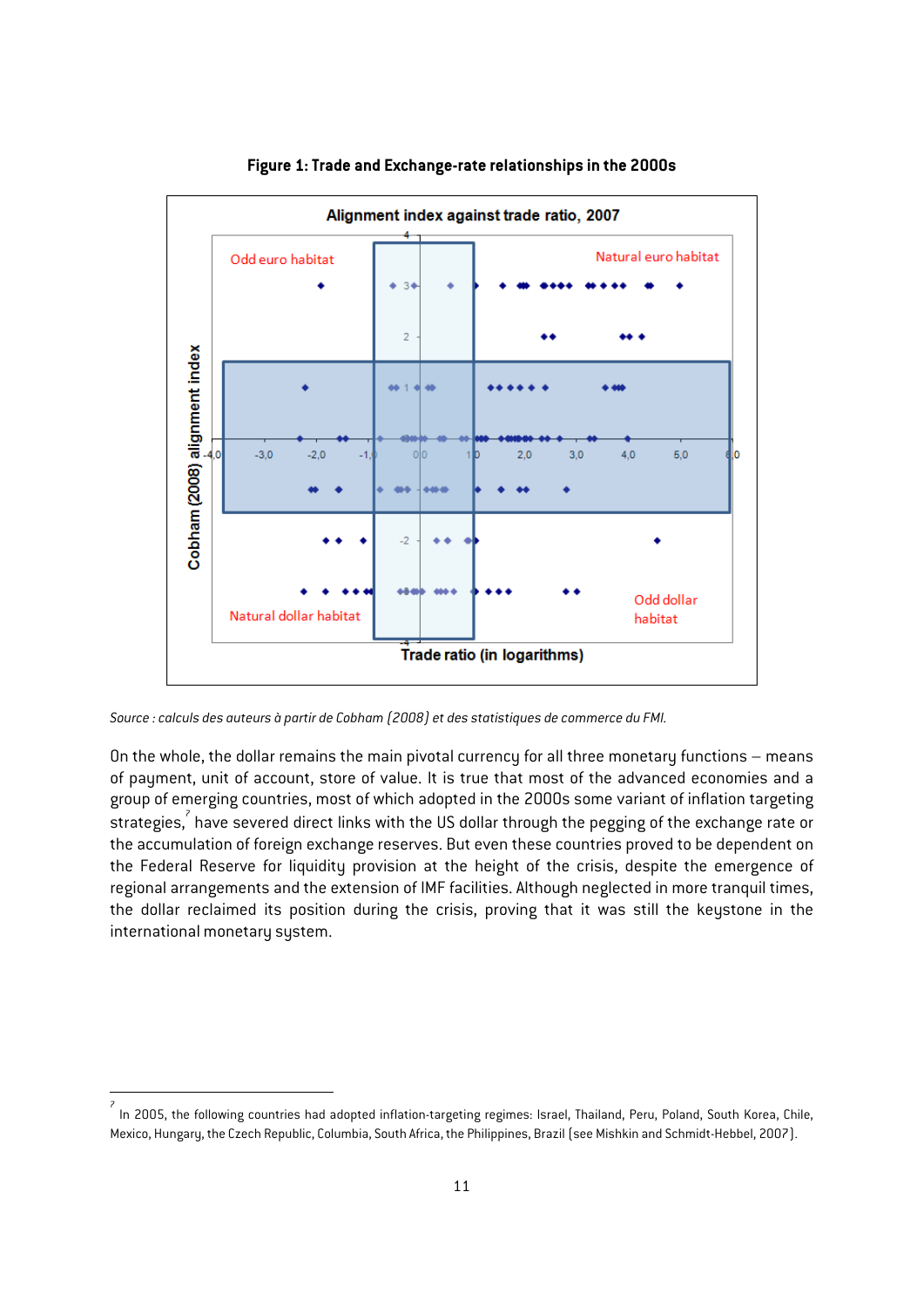**Figure 1: Trade and Exchange-rate relationships in the 2000s**

*Source : calculs des auteurs à partir de Cobham (2008) et des statistiques de commerce du FMI.*

On the whole, the dollar remains the main pivotal currency for all three monetary functions – means of payment, unit of account, store of value. It is true that most of the advanced economies and a group of emerging countries, most of which adopted in the 2000s some variant of inflation targeting strategies,[7] have severed direct links with the US dollar through the pegging of the exchange rate or the accumulation of foreign exchange reserves. But even these countries proved to be dependent on the Federal Reserve for liquidity provision at the height of the crisis, despite the emergence of regional arrangements and the extension of IMF facilities. Although neglected in more tranquil times, the dollar reclaimed its position during the crisis, proving that it was still the keystone in the international monetary system.

---

[7] In 2005, the following countries had adopted inflation-targeting regimes: Israel, Thailand, Peru, Poland, South Korea, Chile, Mexico, Hungary, the Czech Republic, Columbia, South Africa, the Philippines, Brazil (see Mishkin and Schmidt-Hebbel, 2007).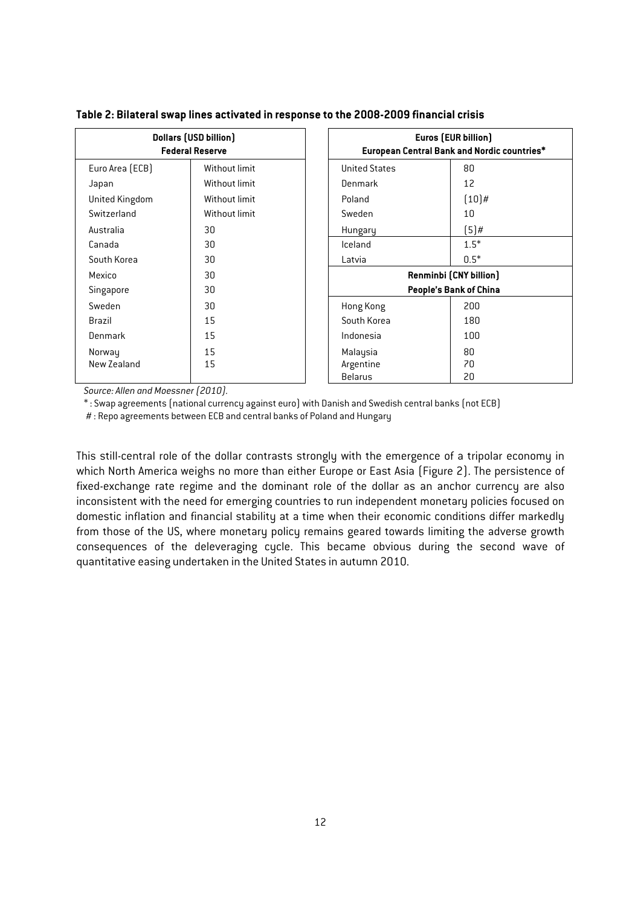**Table 2: Bilateral swap lines activated in response to the 2008-2009 financial crisis**

| Dollars (USD billion) Federal Reserve | |
|---|---|
| Euro Area (ECB) | Without limit |
| Japan | Without limit |
| United Kingdom | Without limit |
| Switzerland | Without limit |
| Australia | 30 |
| Canada | 30 |
| South Korea | 30 |
| Mexico | 30 |
| Singapore | 30 |
| Sweden | 30 |
| Brazil | 15 |
| Denmark | 15 |
| Norway | 15 |
| New Zealand | 15 |

| Euros (EUR billion) European Central Bank and Nordic countries* | |
|---|---|
| United States | 80 |
| Denmark | 12 |
| Poland | (10)# |
| Sweden | 10 |
| Hungary | (5)# |
| Iceland | 1.5* |
| Latvia | 0.5* |
| **Renminbi (CNY billion) People's Bank of China** | |
| Hong Kong | 200 |
| South Korea | 180 |
| Indonesia | 100 |
| Malaysia | 80 |
| Argentine | 70 |
| Belarus | 20 |

*Source: Allen and Moessner (2010).*

* : Swap agreements (national currency against euro) with Danish and Swedish central banks (not ECB)

# : Repo agreements between ECB and central banks of Poland and Hungary

This still-central role of the dollar contrasts strongly with the emergence of a tripolar economy in which North America weighs no more than either Europe or East Asia (Figure 2). The persistence of fixed-exchange rate regime and the dominant role of the dollar as an anchor currency are also inconsistent with the need for emerging countries to run independent monetary policies focused on domestic inflation and financial stability at a time when their economic conditions differ markedly from those of the US, where monetary policy remains geared towards limiting the adverse growth consequences of the deleveraging cycle. This became obvious during the second wave of quantitative easing undertaken in the United States in autumn 2010.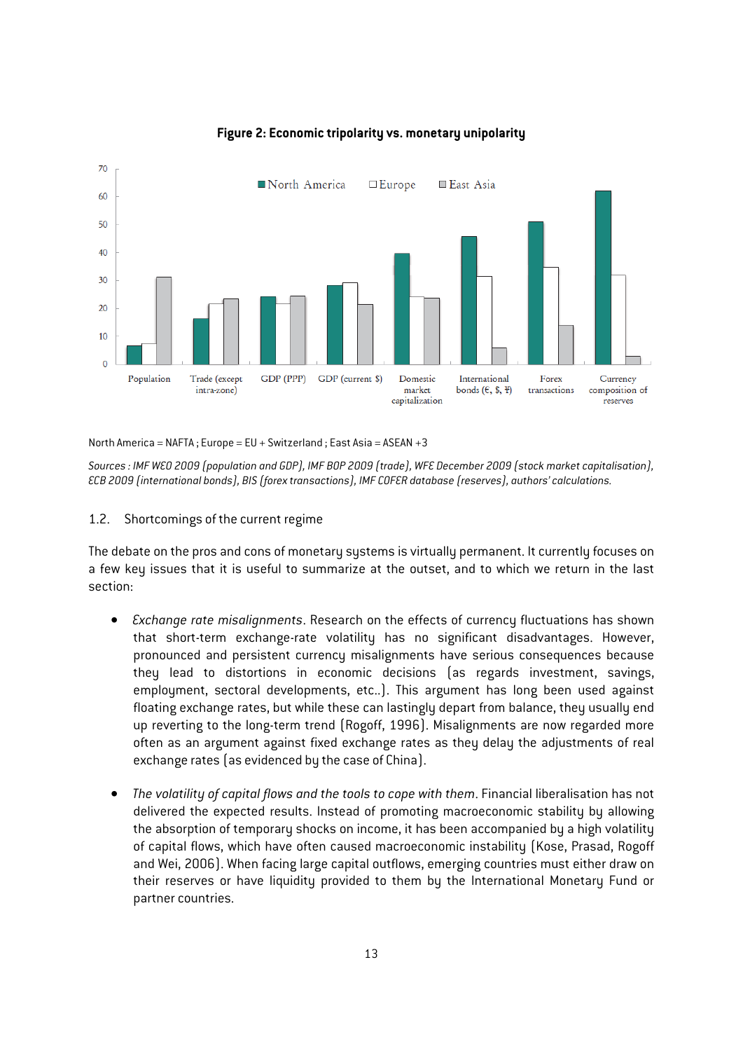**Figure 2: Economic tripolarity vs. monetary unipolarity**

North America = NAFTA ; Europe = EU + Switzerland ; East Asia = ASEAN +3

*Sources : IMF WEO 2009 (population and GDP), IMF BOP 2009 (trade), WFE December 2009 (stock market capitalisation), ECB 2009 (international bonds), BIS (forex transactions), IMF COFER database (reserves), authors' calculations.*

### 1.2. Shortcomings of the current regime

The debate on the pros and cons of monetary systems is virtually permanent. It currently focuses on a few key issues that it is useful to summarize at the outset, and to which we return in the last section:

- *Exchange rate misalignments*. Research on the effects of currency fluctuations has shown that short-term exchange-rate volatility has no significant disadvantages. However, pronounced and persistent currency misalignments have serious consequences because they lead to distortions in economic decisions (as regards investment, savings, employment, sectoral developments, etc..). This argument has long been used against floating exchange rates, but while these can lastingly depart from balance, they usually end up reverting to the long-term trend (Rogoff, 1996). Misalignments are now regarded more often as an argument against fixed exchange rates as they delay the adjustments of real exchange rates (as evidenced by the case of China).

- *The volatility of capital flows and the tools to cope with them*. Financial liberalisation has not delivered the expected results. Instead of promoting macroeconomic stability by allowing the absorption of temporary shocks on income, it has been accompanied by a high volatility of capital flows, which have often caused macroeconomic instability (Kose, Prasad, Rogoff and Wei, 2006). When facing large capital outflows, emerging countries must either draw on their reserves or have liquidity provided to them by the International Monetary Fund or partner countries.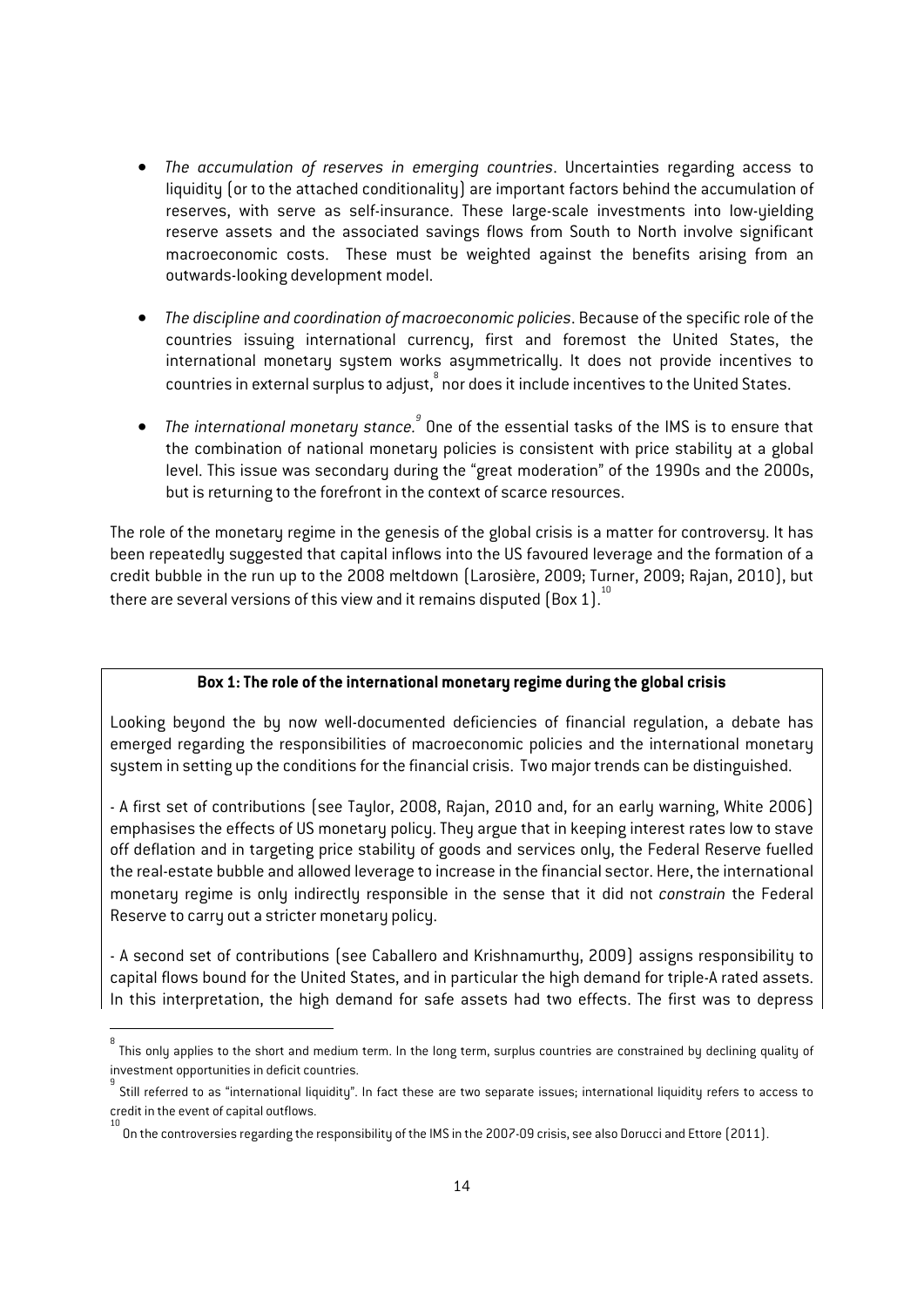- *The accumulation of reserves in emerging countries*. Uncertainties regarding access to liquidity (or to the attached conditionality) are important factors behind the accumulation of reserves, with serve as self-insurance. These large-scale investments into low-yielding reserve assets and the associated savings flows from South to North involve significant macroeconomic costs. These must be weighted against the benefits arising from an outwards-looking development model.

- *The discipline and coordination of macroeconomic policies*. Because of the specific role of the countries issuing international currency, first and foremost the United States, the international monetary system works asymmetrically. It does not provide incentives to countries in external surplus to adjust,[8] nor does it include incentives to the United States.

- *The international monetary stance.[9]* One of the essential tasks of the IMS is to ensure that the combination of national monetary policies is consistent with price stability at a global level. This issue was secondary during the "great moderation" of the 1990s and the 2000s, but is returning to the forefront in the context of scarce resources.

The role of the monetary regime in the genesis of the global crisis is a matter for controversy. It has been repeatedly suggested that capital inflows into the US favoured leverage and the formation of a credit bubble in the run up to the 2008 meltdown (Larosière, 2009; Turner, 2009; Rajan, 2010), but there are several versions of this view and it remains disputed (Box 1).[10]

**Box 1: The role of the international monetary regime during the global crisis**

Looking beyond the by now well-documented deficiencies of financial regulation, a debate has emerged regarding the responsibilities of macroeconomic policies and the international monetary system in setting up the conditions for the financial crisis. Two major trends can be distinguished.

- A first set of contributions (see Taylor, 2008, Rajan, 2010 and, for an early warning, White 2006) emphasises the effects of US monetary policy. They argue that in keeping interest rates low to stave off deflation and in targeting price stability of goods and services only, the Federal Reserve fuelled the real-estate bubble and allowed leverage to increase in the financial sector. Here, the international monetary regime is only indirectly responsible in the sense that it did not *constrain* the Federal Reserve to carry out a stricter monetary policy.

- A second set of contributions (see Caballero and Krishnamurthy, 2009) assigns responsibility to capital flows bound for the United States, and in particular the high demand for triple-A rated assets. In this interpretation, the high demand for safe assets had two effects. The first was to depress

---

[8] This only applies to the short and medium term. In the long term, surplus countries are constrained by declining quality of investment opportunities in deficit countries.

[9] Still referred to as "international liquidity". In fact these are two separate issues; international liquidity refers to access to credit in the event of capital outflows.

[10] On the controversies regarding the responsibility of the IMS in the 2007-09 crisis, see also Dorucci and Ettore (2011).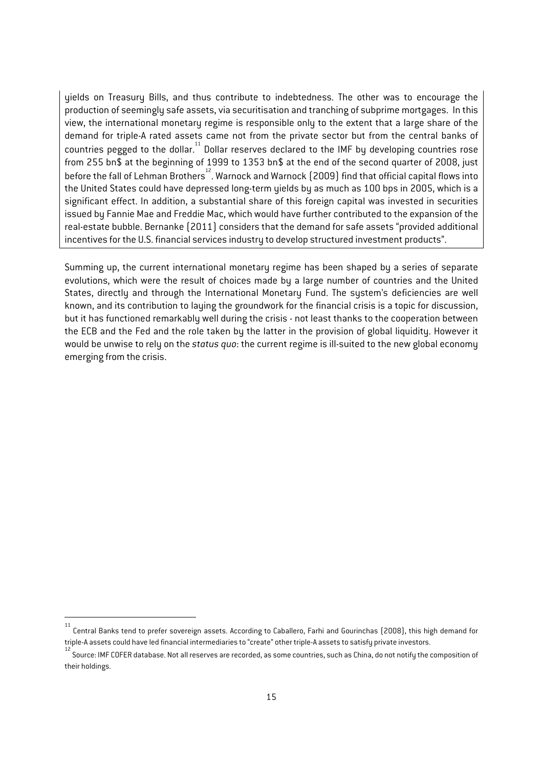yields on Treasury Bills, and thus contribute to indebtedness. The other was to encourage the production of seemingly safe assets, via securitisation and tranching of subprime mortgages. In this view, the international monetary regime is responsible only to the extent that a large share of the demand for triple-A rated assets came not from the private sector but from the central banks of countries pegged to the dollar.[11] Dollar reserves declared to the IMF by developing countries rose from 255 bn$ at the beginning of 1999 to 1353 bn$ at the end of the second quarter of 2008, just before the fall of Lehman Brothers[12]. Warnock and Warnock (2009) find that official capital flows into the United States could have depressed long-term yields by as much as 100 bps in 2005, which is a significant effect. In addition, a substantial share of this foreign capital was invested in securities issued by Fannie Mae and Freddie Mac, which would have further contributed to the expansion of the real-estate bubble. Bernanke (2011) considers that the demand for safe assets "provided additional incentives for the U.S. financial services industry to develop structured investment products".

Summing up, the current international monetary regime has been shaped by a series of separate evolutions, which were the result of choices made by a large number of countries and the United States, directly and through the International Monetary Fund. The system's deficiencies are well known, and its contribution to laying the groundwork for the financial crisis is a topic for discussion, but it has functioned remarkably well during the crisis - not least thanks to the cooperation between the ECB and the Fed and the role taken by the latter in the provision of global liquidity. However it would be unwise to rely on the *status quo*: the current regime is ill-suited to the new global economy emerging from the crisis.

---

[11] Central Banks tend to prefer sovereign assets. According to Caballero, Farhi and Gourinchas (2008), this high demand for triple-A assets could have led financial intermediaries to "create" other triple-A assets to satisfy private investors.

[12] Source: IMF COFER database. Not all reserves are recorded, as some countries, such as China, do not notify the composition of their holdings.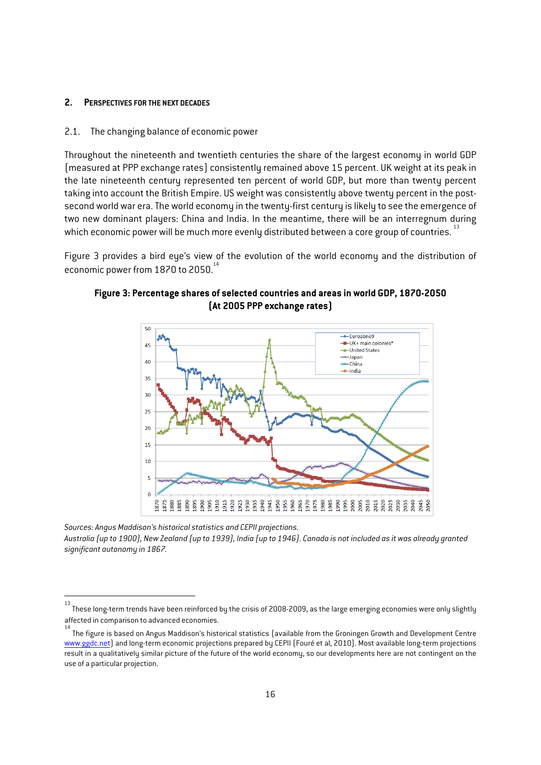## 2. Perspectives for the next decades

### 2.1. The changing balance of economic power

Throughout the nineteenth and twentieth centuries the share of the largest economy in world GDP (measured at PPP exchange rates) consistently remained above 15 percent. UK weight at its peak in the late nineteenth century represented ten percent of world GDP, but more than twenty percent taking into account the British Empire. US weight was consistently above twenty percent in the post-second world war era. The world economy in the twenty-first century is likely to see the emergence of two new dominant players: China and India. In the meantime, there will be an interregnum during which economic power will be much more evenly distributed between a core group of countries.[13]

Figure 3 provides a bird eye's view of the evolution of the world economy and the distribution of economic power from 1870 to 2050.[14]

**Figure 3: Percentage shares of selected countries and areas in world GDP, 1870-2050 (At 2005 PPP exchange rates)**

*Sources: Angus Maddison's historical statistics and CEPII projections.*
*Australia (up to 1900), New Zealand (up to 1939), India (up to 1946). Canada is not included as it was already granted significant autonomy in 1867.*

---

[13] These long-term trends have been reinforced by the crisis of 2008-2009, as the large emerging economies were only slightly affected in comparison to advanced economies.

[14] The figure is based on Angus Maddison's historical statistics (available from the Groningen Growth and Development Centre www.ggdc.net) and long-term economic projections prepared by CEPII (Fouré et al, 2010). Most available long-term projections result in a qualitatively similar picture of the future of the world economy, so our developments here are not contingent on the use of a particular projection.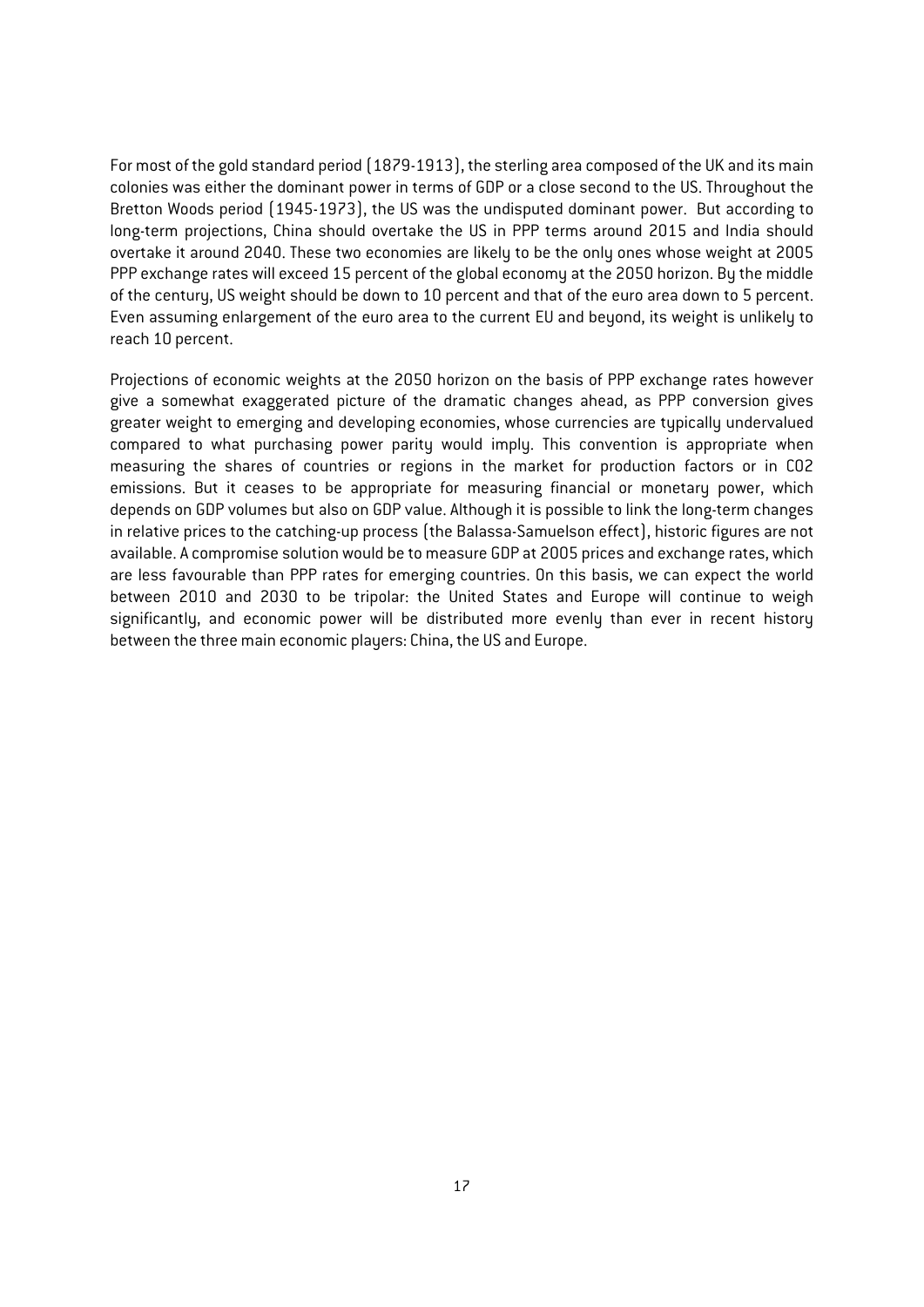For most of the gold standard period (1879-1913), the sterling area composed of the UK and its main colonies was either the dominant power in terms of GDP or a close second to the US. Throughout the Bretton Woods period (1945-1973), the US was the undisputed dominant power. But according to long-term projections, China should overtake the US in PPP terms around 2015 and India should overtake it around 2040. These two economies are likely to be the only ones whose weight at 2005 PPP exchange rates will exceed 15 percent of the global economy at the 2050 horizon. By the middle of the century, US weight should be down to 10 percent and that of the euro area down to 5 percent. Even assuming enlargement of the euro area to the current EU and beyond, its weight is unlikely to reach 10 percent.

Projections of economic weights at the 2050 horizon on the basis of PPP exchange rates however give a somewhat exaggerated picture of the dramatic changes ahead, as PPP conversion gives greater weight to emerging and developing economies, whose currencies are typically undervalued compared to what purchasing power parity would imply. This convention is appropriate when measuring the shares of countries or regions in the market for production factors or in $CO_2$ emissions. But it ceases to be appropriate for measuring financial or monetary power, which depends on GDP volumes but also on GDP value. Although it is possible to link the long-term changes in relative prices to the catching-up process (the Balassa-Samuelson effect), historic figures are not available. A compromise solution would be to measure GDP at 2005 prices and exchange rates, which are less favourable than PPP rates for emerging countries. On this basis, we can expect the world between 2010 and 2030 to be tripolar: the United States and Europe will continue to weigh significantly, and economic power will be distributed more evenly than ever in recent history between the three main economic players: China, the US and Europe.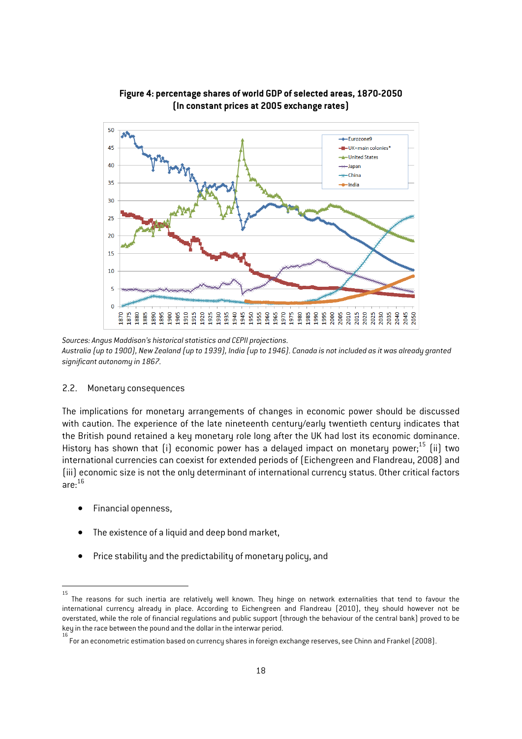**Figure 4: percentage shares of world GDP of selected areas, 1870-2050**
**(In constant prices at 2005 exchange rates)**

*Sources: Angus Maddison's historical statistics and CEPII projections.*
*Australia (up to 1900), New Zealand (up to 1939), India (up to 1946). Canada is not included as it was already granted significant autonomy in 1867.*

### 2.2. Monetary consequences

The implications for monetary arrangements of changes in economic power should be discussed with caution. The experience of the late nineteenth century/early twentieth century indicates that the British pound retained a key monetary role long after the UK had lost its economic dominance. History has shown that (i) economic power has a delayed impact on monetary power;[15] (ii) two international currencies can coexist for extended periods of (Eichengreen and Flandreau, 2008) and (iii) economic size is not the only determinant of international currency status. Other critical factors are:[16]

- Financial openness,
- The existence of a liquid and deep bond market,
- Price stability and the predictability of monetary policy, and

---

[15] The reasons for such inertia are relatively well known. They hinge on network externalities that tend to favour the international currency already in place. According to Eichengreen and Flandreau (2010), they should however not be overstated, while the role of financial regulations and public support (through the behaviour of the central bank) proved to be key in the race between the pound and the dollar in the interwar period.

[16] For an econometric estimation based on currency shares in foreign exchange reserves, see Chinn and Frankel (2008).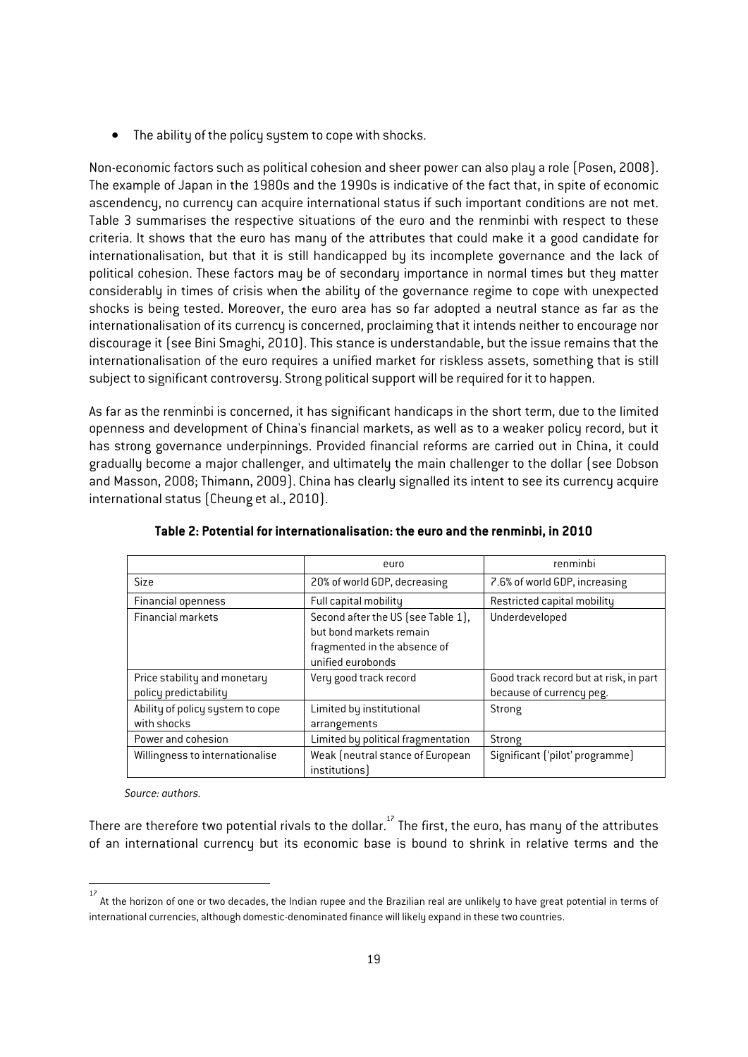- The ability of the policy system to cope with shocks.

Non-economic factors such as political cohesion and sheer power can also play a role (Posen, 2008). The example of Japan in the 1980s and the 1990s is indicative of the fact that, in spite of economic ascendency, no currency can acquire international status if such important conditions are not met. Table 3 summarises the respective situations of the euro and the renminbi with respect to these criteria. It shows that the euro has many of the attributes that could make it a good candidate for internationalisation, but that it is still handicapped by its incomplete governance and the lack of political cohesion. These factors may be of secondary importance in normal times but they matter considerably in times of crisis when the ability of the governance regime to cope with unexpected shocks is being tested. Moreover, the euro area has so far adopted a neutral stance as far as the internationalisation of its currency is concerned, proclaiming that it intends neither to encourage nor discourage it (see Bini Smaghi, 2010). This stance is understandable, but the issue remains that the internationalisation of the euro requires a unified market for riskless assets, something that is still subject to significant controversy. Strong political support will be required for it to happen.

As far as the renminbi is concerned, it has significant handicaps in the short term, due to the limited openness and development of China's financial markets, as well as to a weaker policy record, but it has strong governance underpinnings. Provided financial reforms are carried out in China, it could gradually become a major challenger, and ultimately the main challenger to the dollar (see Dobson and Masson, 2008; Thimann, 2009). China has clearly signalled its intent to see its currency acquire international status (Cheung et al., 2010).

**Table 2: Potential for internationalisation: the euro and the renminbi, in 2010**

| | euro | renminbi |
|---|---|---|
| Size | 20% of world GDP, decreasing | 7.6% of world GDP, increasing |
| Financial openness | Full capital mobility | Restricted capital mobility |
| Financial markets | Second after the US (see Table 1), but bond markets remain fragmented in the absence of unified eurobonds | Underdeveloped |
| Price stability and monetary policy predictability | Very good track record | Good track record but at risk, in part because of currency peg. |
| Ability of policy system to cope with shocks | Limited by institutional arrangements | Strong |
| Power and cohesion | Limited by political fragmentation | Strong |
| Willingness to internationalise | Weak (neutral stance of European institutions) | Significant ('pilot' programme) |

*Source: authors.*

There are therefore two potential rivals to the dollar.[17] The first, the euro, has many of the attributes of an international currency but its economic base is bound to shrink in relative terms and the

[17] At the horizon of one or two decades, the Indian rupee and the Brazilian real are unlikely to have great potential in terms of international currencies, although domestic-denominated finance will likely expand in these two countries.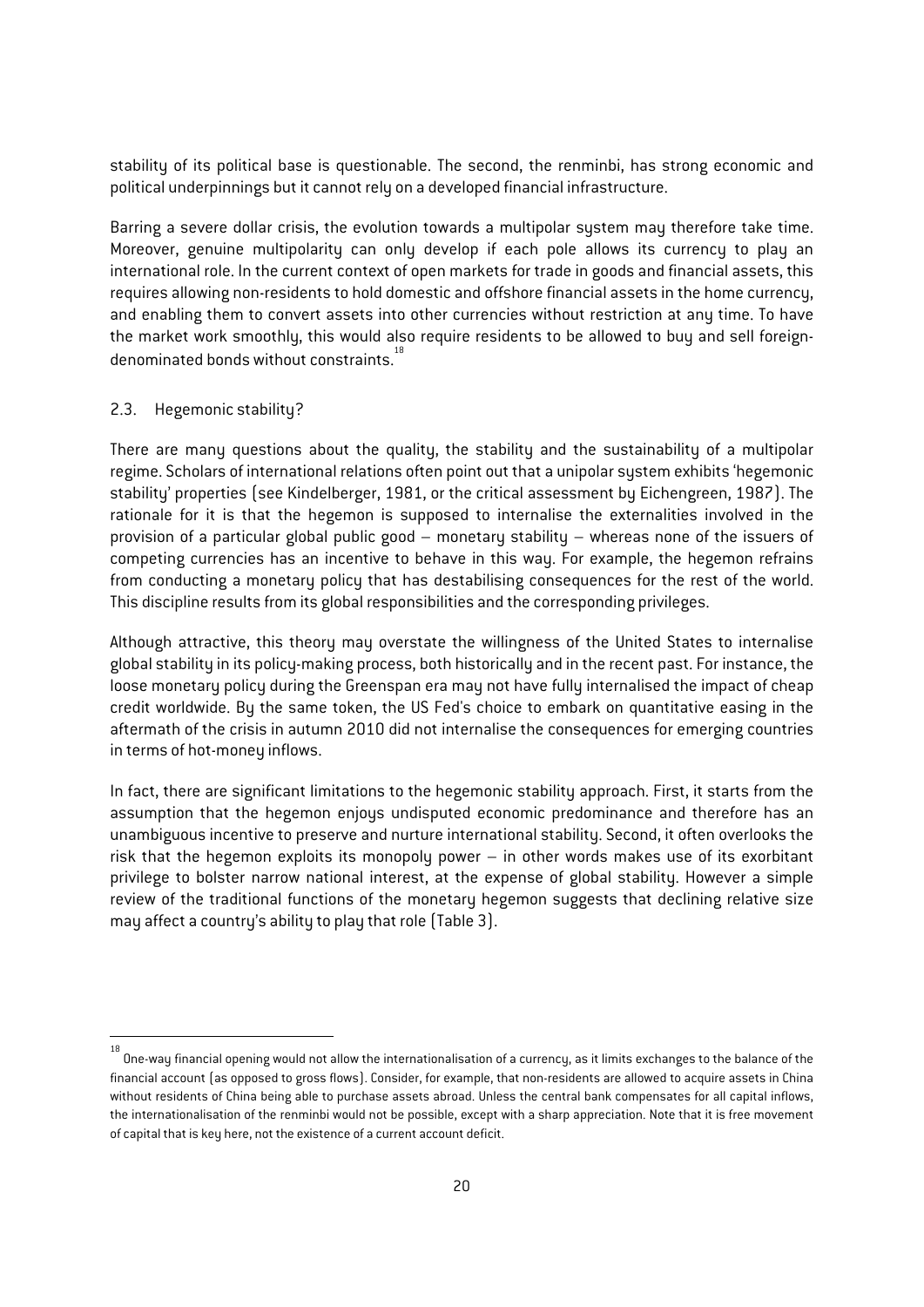stability of its political base is questionable. The second, the renminbi, has strong economic and political underpinnings but it cannot rely on a developed financial infrastructure.

Barring a severe dollar crisis, the evolution towards a multipolar system may therefore take time. Moreover, genuine multipolarity can only develop if each pole allows its currency to play an international role. In the current context of open markets for trade in goods and financial assets, this requires allowing non-residents to hold domestic and offshore financial assets in the home currency, and enabling them to convert assets into other currencies without restriction at any time. To have the market work smoothly, this would also require residents to be allowed to buy and sell foreign-denominated bonds without constraints.[18]

### 2.3. Hegemonic stability?

There are many questions about the quality, the stability and the sustainability of a multipolar regime. Scholars of international relations often point out that a unipolar system exhibits 'hegemonic stability' properties (see Kindelberger, 1981, or the critical assessment by Eichengreen, 1987). The rationale for it is that the hegemon is supposed to internalise the externalities involved in the provision of a particular global public good – monetary stability – whereas none of the issuers of competing currencies has an incentive to behave in this way. For example, the hegemon refrains from conducting a monetary policy that has destabilising consequences for the rest of the world. This discipline results from its global responsibilities and the corresponding privileges.

Although attractive, this theory may overstate the willingness of the United States to internalise global stability in its policy-making process, both historically and in the recent past. For instance, the loose monetary policy during the Greenspan era may not have fully internalised the impact of cheap credit worldwide. By the same token, the US Fed's choice to embark on quantitative easing in the aftermath of the crisis in autumn 2010 did not internalise the consequences for emerging countries in terms of hot-money inflows.

In fact, there are significant limitations to the hegemonic stability approach. First, it starts from the assumption that the hegemon enjoys undisputed economic predominance and therefore has an unambiguous incentive to preserve and nurture international stability. Second, it often overlooks the risk that the hegemon exploits its monopoly power – in other words makes use of its exorbitant privilege to bolster narrow national interest, at the expense of global stability. However a simple review of the traditional functions of the monetary hegemon suggests that declining relative size may affect a country's ability to play that role (Table 3).

[18] One-way financial opening would not allow the internationalisation of a currency, as it limits exchanges to the balance of the financial account (as opposed to gross flows). Consider, for example, that non-residents are allowed to acquire assets in China without residents of China being able to purchase assets abroad. Unless the central bank compensates for all capital inflows, the internationalisation of the renminbi would not be possible, except with a sharp appreciation. Note that it is free movement of capital that is key here, not the existence of a current account deficit.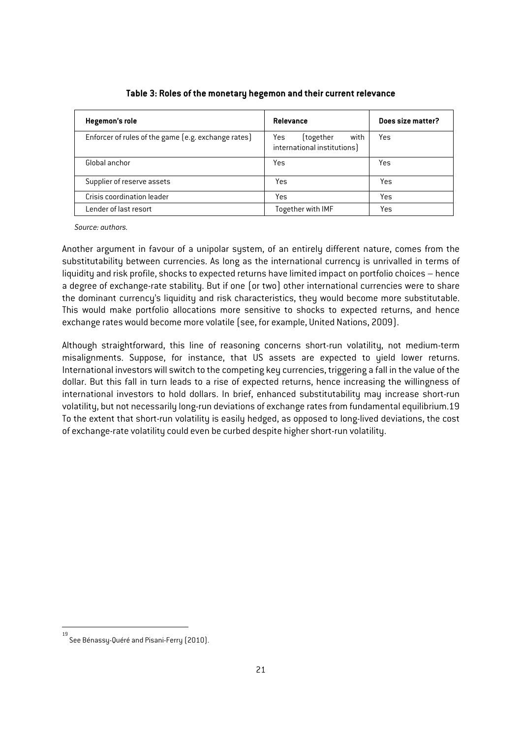**Table 3: Roles of the monetary hegemon and their current relevance**

| Hegemon's role | Relevance | Does size matter? |
|---|---|---|
| Enforcer of rules of the game (e.g. exchange rates) | Yes (together with international institutions) | Yes |
| Global anchor | Yes | Yes |
| Supplier of reserve assets | Yes | Yes |
| Crisis coordination leader | Yes | Yes |
| Lender of last resort | Together with IMF | Yes |

*Source: authors.*

Another argument in favour of a unipolar system, of an entirely different nature, comes from the substitutability between currencies. As long as the international currency is unrivalled in terms of liquidity and risk profile, shocks to expected returns have limited impact on portfolio choices – hence a degree of exchange-rate stability. But if one (or two) other international currencies were to share the dominant currency's liquidity and risk characteristics, they would become more substitutable. This would make portfolio allocations more sensitive to shocks to expected returns, and hence exchange rates would become more volatile (see, for example, United Nations, 2009).

Although straightforward, this line of reasoning concerns short-run volatility, not medium-term misalignments. Suppose, for instance, that US assets are expected to yield lower returns. International investors will switch to the competing key currencies, triggering a fall in the value of the dollar. But this fall in turn leads to a rise of expected returns, hence increasing the willingness of international investors to hold dollars. In brief, enhanced substitutability may increase short-run volatility, but not necessarily long-run deviations of exchange rates from fundamental equilibrium.[19] To the extent that short-run volatility is easily hedged, as opposed to long-lived deviations, the cost of exchange-rate volatility could even be curbed despite higher short-run volatility.

[19] See Bénassy-Quéré and Pisani-Ferry (2010).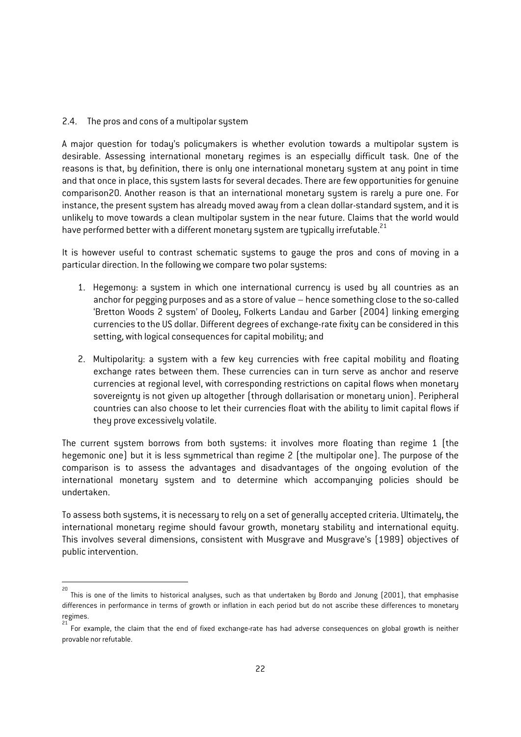### 2.4. The pros and cons of a multipolar system

A major question for today's policymakers is whether evolution towards a multipolar system is desirable. Assessing international monetary regimes is an especially difficult task. One of the reasons is that, by definition, there is only one international monetary system at any point in time and that once in place, this system lasts for several decades. There are few opportunities for genuine comparison20. Another reason is that an international monetary system is rarely a pure one. For instance, the present system has already moved away from a clean dollar-standard system, and it is unlikely to move towards a clean multipolar system in the near future. Claims that the world would have performed better with a different monetary system are typically irrefutable.[21]

It is however useful to contrast schematic systems to gauge the pros and cons of moving in a particular direction. In the following we compare two polar systems:

1. Hegemony: a system in which one international currency is used by all countries as an anchor for pegging purposes and as a store of value – hence something close to the so-called 'Bretton Woods 2 system' of Dooley, Folkerts Landau and Garber (2004) linking emerging currencies to the US dollar. Different degrees of exchange-rate fixity can be considered in this setting, with logical consequences for capital mobility; and
2. Multipolarity: a system with a few key currencies with free capital mobility and floating exchange rates between them. These currencies can in turn serve as anchor and reserve currencies at regional level, with corresponding restrictions on capital flows when monetary sovereignty is not given up altogether (through dollarisation or monetary union). Peripheral countries can also choose to let their currencies float with the ability to limit capital flows if they prove excessively volatile.

The current system borrows from both systems: it involves more floating than regime 1 (the hegemonic one) but it is less symmetrical than regime 2 (the multipolar one). The purpose of the comparison is to assess the advantages and disadvantages of the ongoing evolution of the international monetary system and to determine which accompanying policies should be undertaken.

To assess both systems, it is necessary to rely on a set of generally accepted criteria. Ultimately, the international monetary regime should favour growth, monetary stability and international equity. This involves several dimensions, consistent with Musgrave and Musgrave's (1989) objectives of public intervention.

---

[20] This is one of the limits to historical analyses, such as that undertaken by Bordo and Jonung (2001), that emphasise differences in performance in terms of growth or inflation in each period but do not ascribe these differences to monetary regimes.

[21] For example, the claim that the end of fixed exchange-rate has had adverse consequences on global growth is neither provable nor refutable.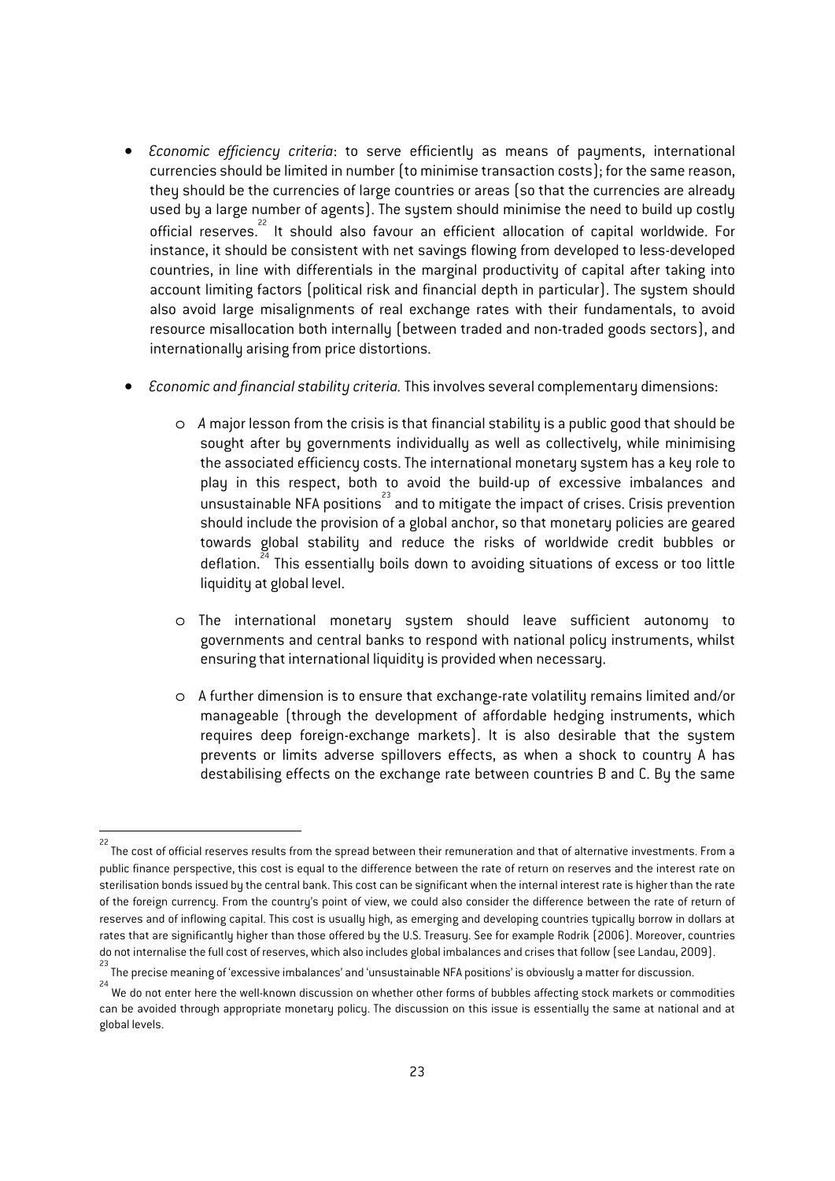- *Economic efficiency criteria*: to serve efficiently as means of payments, international currencies should be limited in number (to minimise transaction costs); for the same reason, they should be the currencies of large countries or areas (so that the currencies are already used by a large number of agents). The system should minimise the need to build up costly official reserves.[22] It should also favour an efficient allocation of capital worldwide. For instance, it should be consistent with net savings flowing from developed to less-developed countries, in line with differentials in the marginal productivity of capital after taking into account limiting factors (political risk and financial depth in particular). The system should also avoid large misalignments of real exchange rates with their fundamentals, to avoid resource misallocation both internally (between traded and non-traded goods sectors), and internationally arising from price distortions.

- *Economic and financial stability criteria.* This involves several complementary dimensions:

  - A major lesson from the crisis is that financial stability is a public good that should be sought after by governments individually as well as collectively, while minimising the associated efficiency costs. The international monetary system has a key role to play in this respect, both to avoid the build-up of excessive imbalances and unsustainable NFA positions[23] and to mitigate the impact of crises. Crisis prevention should include the provision of a global anchor, so that monetary policies are geared towards global stability and reduce the risks of worldwide credit bubbles or deflation.[24] This essentially boils down to avoiding situations of excess or too little liquidity at global level.

  - The international monetary system should leave sufficient autonomy to governments and central banks to respond with national policy instruments, whilst ensuring that international liquidity is provided when necessary.

  - A further dimension is to ensure that exchange-rate volatility remains limited and/or manageable (through the development of affordable hedging instruments, which requires deep foreign-exchange markets). It is also desirable that the system prevents or limits adverse spillovers effects, as when a shock to country A has destabilising effects on the exchange rate between countries B and C. By the same

---

[22] The cost of official reserves results from the spread between their remuneration and that of alternative investments. From a public finance perspective, this cost is equal to the difference between the rate of return on reserves and the interest rate on sterilisation bonds issued by the central bank. This cost can be significant when the internal interest rate is higher than the rate of the foreign currency. From the country's point of view, we could also consider the difference between the rate of return of reserves and of inflowing capital. This cost is usually high, as emerging and developing countries typically borrow in dollars at rates that are significantly higher than those offered by the U.S. Treasury. See for example Rodrik (2006). Moreover, countries do not internalise the full cost of reserves, which also includes global imbalances and crises that follow (see Landau, 2009).

[23] The precise meaning of 'excessive imbalances' and 'unsustainable NFA positions' is obviously a matter for discussion.

[24] We do not enter here the well-known discussion on whether other forms of bubbles affecting stock markets or commodities can be avoided through appropriate monetary policy. The discussion on this issue is essentially the same at national and at global levels.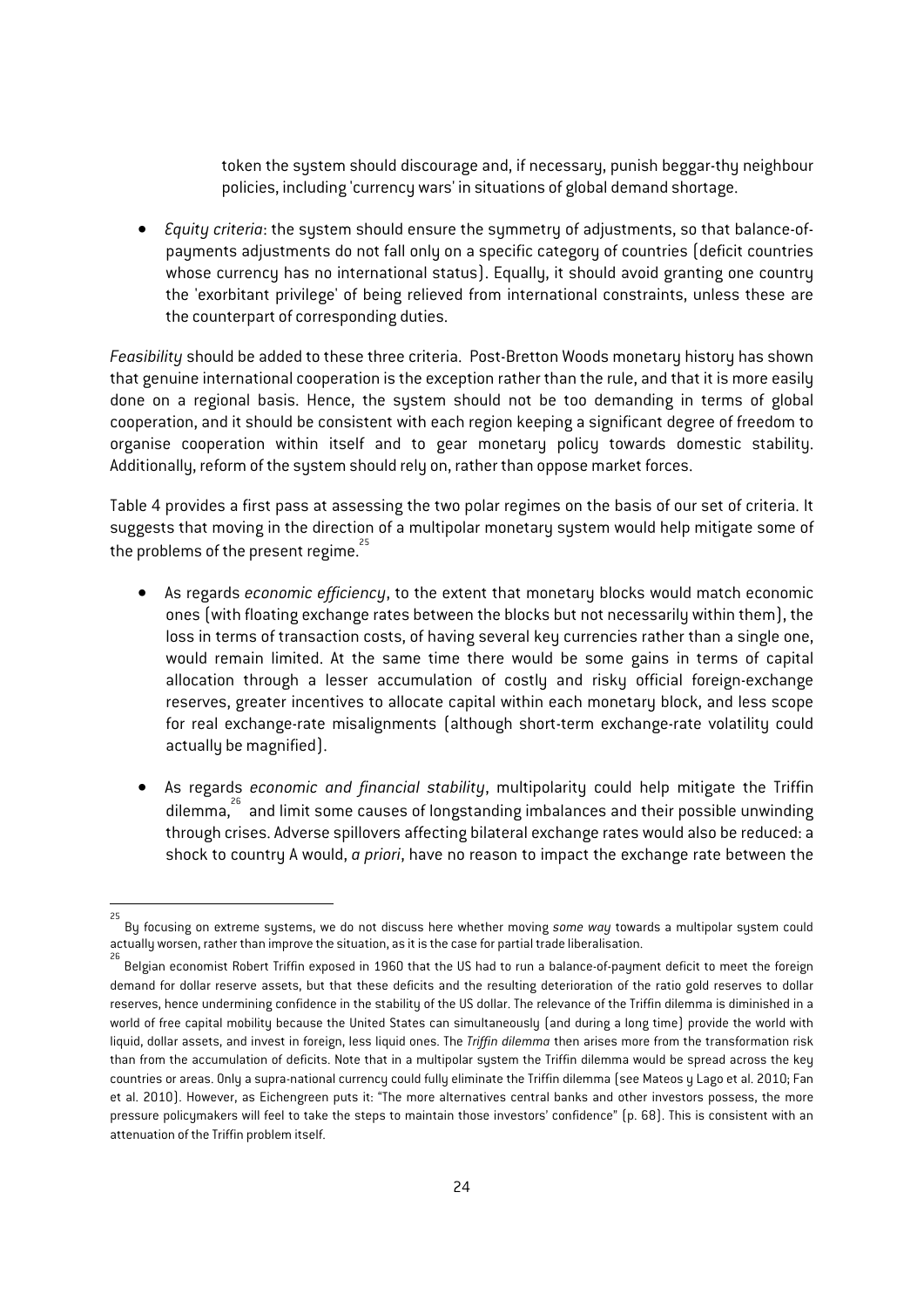token the system should discourage and, if necessary, punish beggar-thy neighbour policies, including 'currency wars' in situations of global demand shortage.

- *Equity criteria*: the system should ensure the symmetry of adjustments, so that balance-of-payments adjustments do not fall only on a specific category of countries (deficit countries whose currency has no international status). Equally, it should avoid granting one country the 'exorbitant privilege' of being relieved from international constraints, unless these are the counterpart of corresponding duties.

*Feasibility* should be added to these three criteria. Post-Bretton Woods monetary history has shown that genuine international cooperation is the exception rather than the rule, and that it is more easily done on a regional basis. Hence, the system should not be too demanding in terms of global cooperation, and it should be consistent with each region keeping a significant degree of freedom to organise cooperation within itself and to gear monetary policy towards domestic stability. Additionally, reform of the system should rely on, rather than oppose market forces.

Table 4 provides a first pass at assessing the two polar regimes on the basis of our set of criteria. It suggests that moving in the direction of a multipolar monetary system would help mitigate some of the problems of the present regime.[25]

- As regards *economic efficiency*, to the extent that monetary blocks would match economic ones (with floating exchange rates between the blocks but not necessarily within them), the loss in terms of transaction costs, of having several key currencies rather than a single one, would remain limited. At the same time there would be some gains in terms of capital allocation through a lesser accumulation of costly and risky official foreign-exchange reserves, greater incentives to allocate capital within each monetary block, and less scope for real exchange-rate misalignments (although short-term exchange-rate volatility could actually be magnified).

- As regards *economic and financial stability*, multipolarity could help mitigate the Triffin dilemma,[26] and limit some causes of longstanding imbalances and their possible unwinding through crises. Adverse spillovers affecting bilateral exchange rates would also be reduced: a shock to country A would, *a priori*, have no reason to impact the exchange rate between the

---

[25] By focusing on extreme systems, we do not discuss here whether moving *some way* towards a multipolar system could actually worsen, rather than improve the situation, as it is the case for partial trade liberalisation.

[26] Belgian economist Robert Triffin exposed in 1960 that the US had to run a balance-of-payment deficit to meet the foreign demand for dollar reserve assets, but that these deficits and the resulting deterioration of the ratio gold reserves to dollar reserves, hence undermining confidence in the stability of the US dollar. The relevance of the Triffin dilemma is diminished in a world of free capital mobility because the United States can simultaneously (and during a long time) provide the world with liquid, dollar assets, and invest in foreign, less liquid ones. The *Triffin dilemma* then arises more from the transformation risk than from the accumulation of deficits. Note that in a multipolar system the Triffin dilemma would be spread across the key countries or areas. Only a supra-national currency could fully eliminate the Triffin dilemma (see Mateos y Lago et al. 2010; Fan et al. 2010). However, as Eichengreen puts it: "The more alternatives central banks and other investors possess, the more pressure policymakers will feel to take the steps to maintain those investors' confidence" (p. 68). This is consistent with an attenuation of the Triffin problem itself.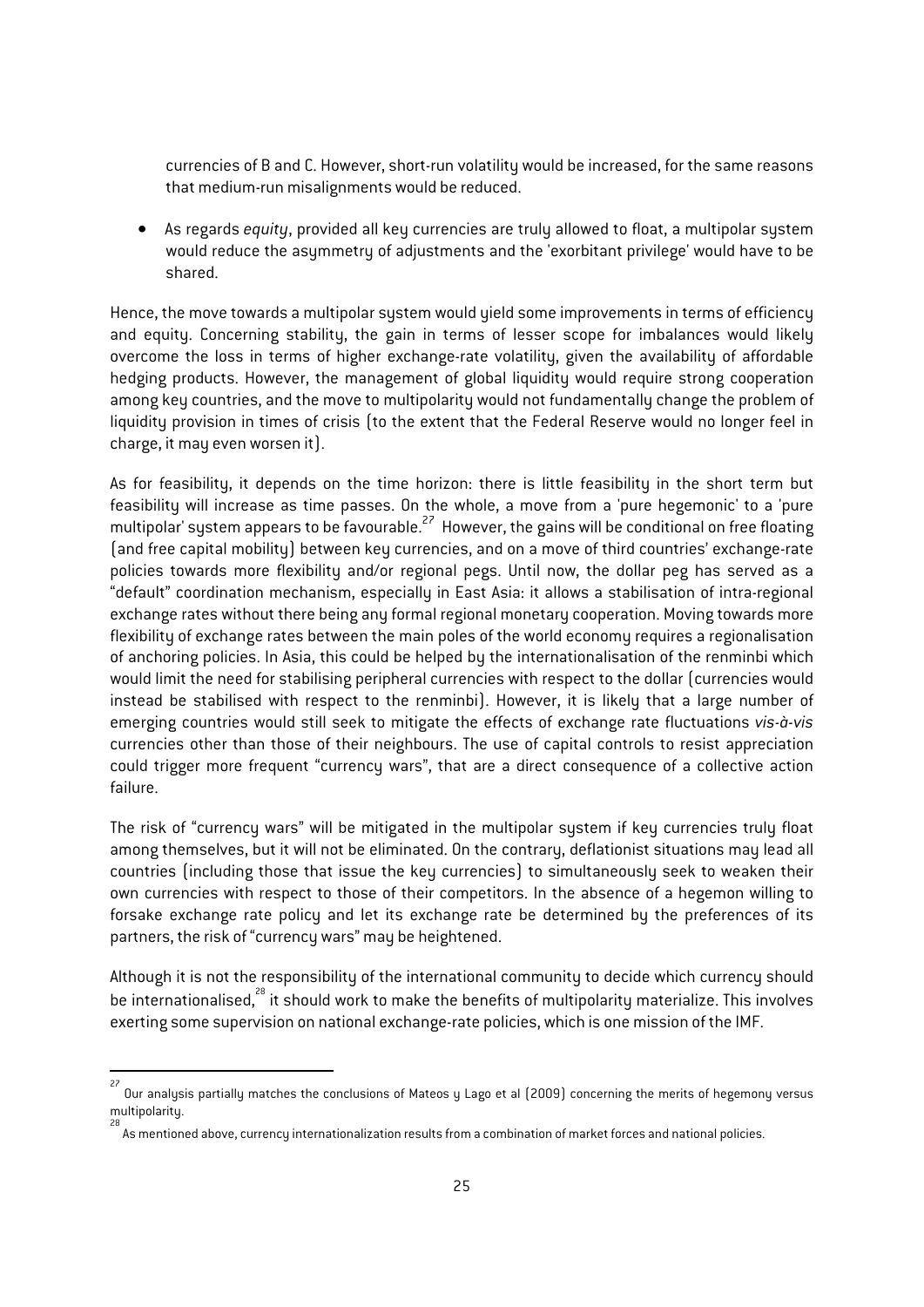currencies of B and C. However, short-run volatility would be increased, for the same reasons that medium-run misalignments would be reduced.

- As regards *equity*, provided all key currencies are truly allowed to float, a multipolar system would reduce the asymmetry of adjustments and the 'exorbitant privilege' would have to be shared.

Hence, the move towards a multipolar system would yield some improvements in terms of efficiency and equity. Concerning stability, the gain in terms of lesser scope for imbalances would likely overcome the loss in terms of higher exchange-rate volatility, given the availability of affordable hedging products. However, the management of global liquidity would require strong cooperation among key countries, and the move to multipolarity would not fundamentally change the problem of liquidity provision in times of crisis (to the extent that the Federal Reserve would no longer feel in charge, it may even worsen it).

As for feasibility, it depends on the time horizon: there is little feasibility in the short term but feasibility will increase as time passes. On the whole, a move from a 'pure hegemonic' to a 'pure multipolar' system appears to be favourable.[27] However, the gains will be conditional on free floating (and free capital mobility) between key currencies, and on a move of third countries' exchange-rate policies towards more flexibility and/or regional pegs. Until now, the dollar peg has served as a "default" coordination mechanism, especially in East Asia: it allows a stabilisation of intra-regional exchange rates without there being any formal regional monetary cooperation. Moving towards more flexibility of exchange rates between the main poles of the world economy requires a regionalisation of anchoring policies. In Asia, this could be helped by the internationalisation of the renminbi which would limit the need for stabilising peripheral currencies with respect to the dollar (currencies would instead be stabilised with respect to the renminbi). However, it is likely that a large number of emerging countries would still seek to mitigate the effects of exchange rate fluctuations *vis-à-vis* currencies other than those of their neighbours. The use of capital controls to resist appreciation could trigger more frequent "currency wars", that are a direct consequence of a collective action failure.

The risk of "currency wars" will be mitigated in the multipolar system if key currencies truly float among themselves, but it will not be eliminated. On the contrary, deflationist situations may lead all countries (including those that issue the key currencies) to simultaneously seek to weaken their own currencies with respect to those of their competitors. In the absence of a hegemon willing to forsake exchange rate policy and let its exchange rate be determined by the preferences of its partners, the risk of "currency wars" may be heightened.

Although it is not the responsibility of the international community to decide which currency should be internationalised,[28] it should work to make the benefits of multipolarity materialize. This involves exerting some supervision on national exchange-rate policies, which is one mission of the IMF.

---

[27] Our analysis partially matches the conclusions of Mateos y Lago et al (2009) concerning the merits of hegemony versus multipolarity.

[28] As mentioned above, currency internationalization results from a combination of market forces and national policies.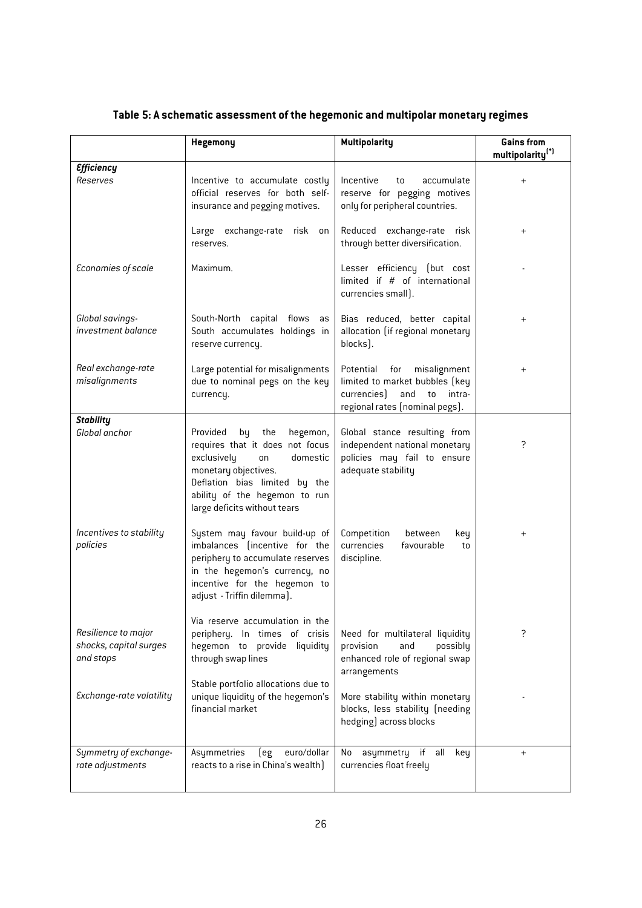**Table 5: A schematic assessment of the hegemonic and multipolar monetary regimes**

| | Hegemony | Multipolarity | Gains from multipolarity[(*)] |
|---|---|---|---|
| ***Efficiency*** | | | |
| *Reserves* | Incentive to accumulate costly official reserves for both self-insurance and pegging motives. | Incentive to accumulate reserve for pegging motives only for peripheral countries. | + |
| | Large exchange-rate risk on reserves. | Reduced exchange-rate risk through better diversification. | + |
| *Economies of scale* | Maximum. | Lesser efficiency (but cost limited if # of international currencies small). | - |
| *Global savings-investment balance* | South-North capital flows as South accumulates holdings in reserve currency. | Bias reduced, better capital allocation (if regional monetary blocks). | + |
| *Real exchange-rate misalignments* | Large potential for misalignments due to nominal pegs on the key currency. | Potential for misalignment limited to market bubbles (key currencies) and to intra-regional rates (nominal pegs). | + |
| ***Stability*** | | | |
| *Global anchor* | Provided by the hegemon, requires that it does not focus exclusively on domestic monetary objectives. Deflation bias limited by the ability of the hegemon to run large deficits without tears | Global stance resulting from independent national monetary policies may fail to ensure adequate stability | ? |
| *Incentives to stability policies* | System may favour build-up of imbalances (incentive for the periphery to accumulate reserves in the hegemon's currency, no incentive for the hegemon to adjust - Triffin dilemma). | Competition between key currencies favourable to discipline. | + |
| *Resilience to major shocks, capital surges and stops* | Via reserve accumulation in the periphery. In times of crisis hegemon to provide liquidity through swap lines | Need for multilateral liquidity provision and possibly enhanced role of regional swap arrangements | ? |
| *Exchange-rate volatility* | Stable portfolio allocations due to unique liquidity of the hegemon's financial market | More stability within monetary blocks, less stability (needing hedging) across blocks | - |
| *Symmetry of exchange-rate adjustments* | Asymmetries (eg euro/dollar reacts to a rise in China's wealth) | No asymmetry if all key currencies float freely | + |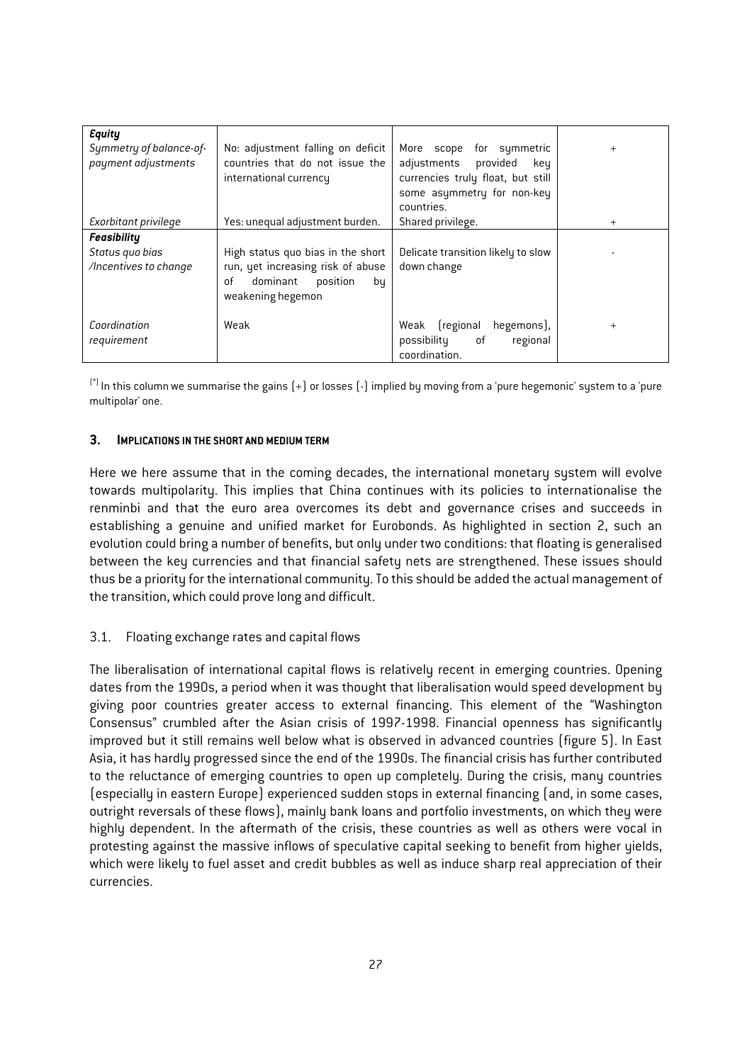| | | | |
|---|---|---|---|
| ***Equity*** | | | |
| *Symmetry of balance-of-payment adjustments* | No: adjustment falling on deficit countries that do not issue the international currency | More scope for symmetric adjustments provided key currencies truly float, but still some asymmetry for non-key countries. | + |
| *Exorbitant privilege* | Yes: unequal adjustment burden. | Shared privilege. | + |
| ***Feasibility*** | | | |
| *Status quo bias /Incentives to change* | High status quo bias in the short run, yet increasing risk of abuse of dominant position by weakening hegemon | Delicate transition likely to slow down change | - |
| *Coordination requirement* | Weak | Weak (regional hegemons), possibility of regional coordination. | + |

(*) In this column we summarise the gains (+) or losses (-) implied by moving from a 'pure hegemonic' system to a 'pure multipolar' one.

### 3. IMPLICATIONS IN THE SHORT AND MEDIUM TERM

Here we here assume that in the coming decades, the international monetary system will evolve towards multipolarity. This implies that China continues with its policies to internationalise the renminbi and that the euro area overcomes its debt and governance crises and succeeds in establishing a genuine and unified market for Eurobonds. As highlighted in section 2, such an evolution could bring a number of benefits, but only under two conditions: that floating is generalised between the key currencies and that financial safety nets are strengthened. These issues should thus be a priority for the international community. To this should be added the actual management of the transition, which could prove long and difficult.

#### 3.1. Floating exchange rates and capital flows

The liberalisation of international capital flows is relatively recent in emerging countries. Opening dates from the 1990s, a period when it was thought that liberalisation would speed development by giving poor countries greater access to external financing. This element of the "Washington Consensus" crumbled after the Asian crisis of 1997-1998. Financial openness has significantly improved but it still remains well below what is observed in advanced countries (figure 5). In East Asia, it has hardly progressed since the end of the 1990s. The financial crisis has further contributed to the reluctance of emerging countries to open up completely. During the crisis, many countries (especially in eastern Europe) experienced sudden stops in external financing (and, in some cases, outright reversals of these flows), mainly bank loans and portfolio investments, on which they were highly dependent. In the aftermath of the crisis, these countries as well as others were vocal in protesting against the massive inflows of speculative capital seeking to benefit from higher yields, which were likely to fuel asset and credit bubbles as well as induce sharp real appreciation of their currencies.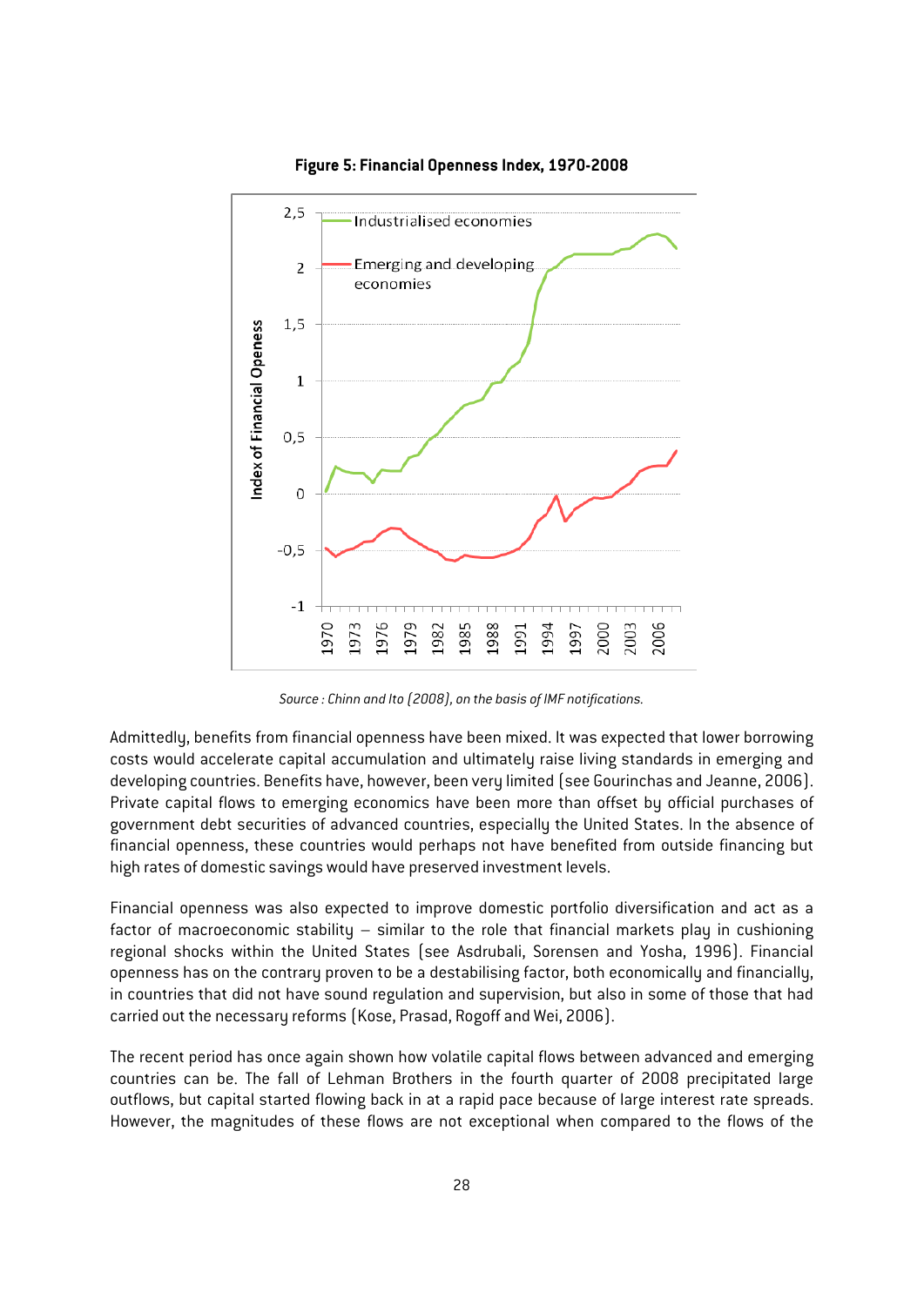**Figure 5: Financial Openness Index, 1970-2008**

*Source : Chinn and Ito (2008), on the basis of IMF notifications.*

Admittedly, benefits from financial openness have been mixed. It was expected that lower borrowing costs would accelerate capital accumulation and ultimately raise living standards in emerging and developing countries. Benefits have, however, been very limited (see Gourinchas and Jeanne, 2006). Private capital flows to emerging economics have been more than offset by official purchases of government debt securities of advanced countries, especially the United States. In the absence of financial openness, these countries would perhaps not have benefited from outside financing but high rates of domestic savings would have preserved investment levels.

Financial openness was also expected to improve domestic portfolio diversification and act as a factor of macroeconomic stability – similar to the role that financial markets play in cushioning regional shocks within the United States (see Asdrubali, Sorensen and Yosha, 1996). Financial openness has on the contrary proven to be a destabilising factor, both economically and financially, in countries that did not have sound regulation and supervision, but also in some of those that had carried out the necessary reforms (Kose, Prasad, Rogoff and Wei, 2006).

The recent period has once again shown how volatile capital flows between advanced and emerging countries can be. The fall of Lehman Brothers in the fourth quarter of 2008 precipitated large outflows, but capital started flowing back in at a rapid pace because of large interest rate spreads. However, the magnitudes of these flows are not exceptional when compared to the flows of the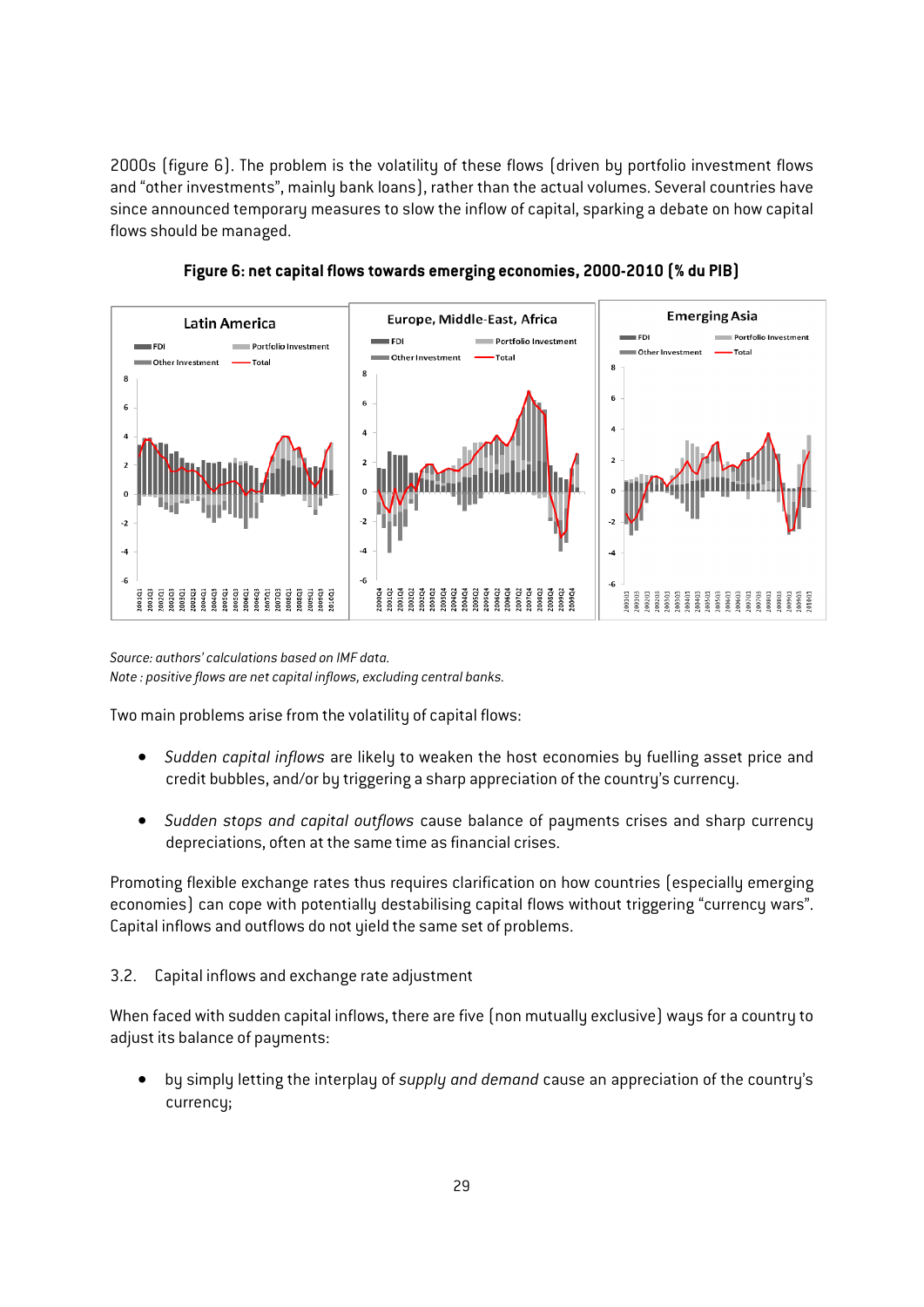2000s (figure 6). The problem is the volatility of these flows (driven by portfolio investment flows and "other investments", mainly bank loans), rather than the actual volumes. Several countries have since announced temporary measures to slow the inflow of capital, sparking a debate on how capital flows should be managed.

**Figure 6: net capital flows towards emerging economies, 2000-2010 (% du PIB)**

*Source: authors' calculations based on IMF data.*
*Note : positive flows are net capital inflows, excluding central banks.*

Two main problems arise from the volatility of capital flows:

- *Sudden capital inflows* are likely to weaken the host economies by fuelling asset price and credit bubbles, and/or by triggering a sharp appreciation of the country's currency.
- *Sudden stops and capital outflows* cause balance of payments crises and sharp currency depreciations, often at the same time as financial crises.

Promoting flexible exchange rates thus requires clarification on how countries (especially emerging economies) can cope with potentially destabilising capital flows without triggering "currency wars". Capital inflows and outflows do not yield the same set of problems.

### 3.2. Capital inflows and exchange rate adjustment

When faced with sudden capital inflows, there are five (non mutually exclusive) ways for a country to adjust its balance of payments:

- by simply letting the interplay of *supply and demand* cause an appreciation of the country's currency;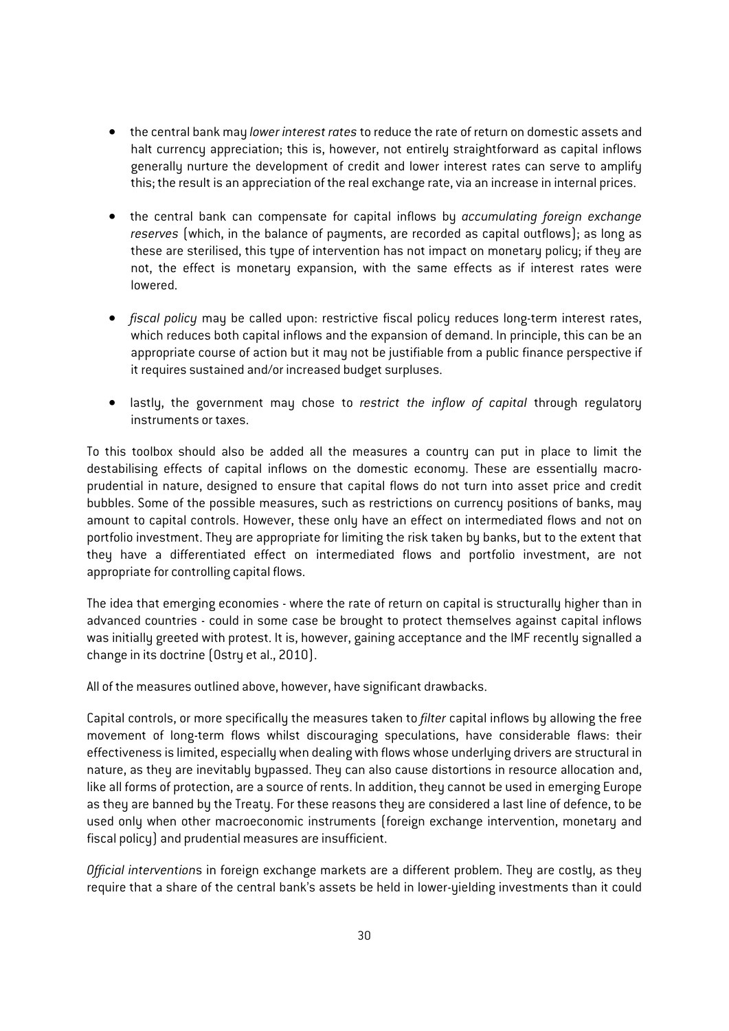- the central bank may *lower interest rates* to reduce the rate of return on domestic assets and halt currency appreciation; this is, however, not entirely straightforward as capital inflows generally nurture the development of credit and lower interest rates can serve to amplify this; the result is an appreciation of the real exchange rate, via an increase in internal prices.

- the central bank can compensate for capital inflows by *accumulating foreign exchange reserves* (which, in the balance of payments, are recorded as capital outflows); as long as these are sterilised, this type of intervention has not impact on monetary policy; if they are not, the effect is monetary expansion, with the same effects as if interest rates were lowered.

- *fiscal policy* may be called upon: restrictive fiscal policy reduces long-term interest rates, which reduces both capital inflows and the expansion of demand. In principle, this can be an appropriate course of action but it may not be justifiable from a public finance perspective if it requires sustained and/or increased budget surpluses.

- lastly, the government may chose to *restrict the inflow of capital* through regulatory instruments or taxes.

To this toolbox should also be added all the measures a country can put in place to limit the destabilising effects of capital inflows on the domestic economy. These are essentially macro-prudential in nature, designed to ensure that capital flows do not turn into asset price and credit bubbles. Some of the possible measures, such as restrictions on currency positions of banks, may amount to capital controls. However, these only have an effect on intermediated flows and not on portfolio investment. They are appropriate for limiting the risk taken by banks, but to the extent that they have a differentiated effect on intermediated flows and portfolio investment, are not appropriate for controlling capital flows.

The idea that emerging economies - where the rate of return on capital is structurally higher than in advanced countries - could in some case be brought to protect themselves against capital inflows was initially greeted with protest. It is, however, gaining acceptance and the IMF recently signalled a change in its doctrine (Ostry et al., 2010).

All of the measures outlined above, however, have significant drawbacks.

Capital controls, or more specifically the measures taken to *filter* capital inflows by allowing the free movement of long-term flows whilst discouraging speculations, have considerable flaws: their effectiveness is limited, especially when dealing with flows whose underlying drivers are structural in nature, as they are inevitably bypassed. They can also cause distortions in resource allocation and, like all forms of protection, are a source of rents. In addition, they cannot be used in emerging Europe as they are banned by the Treaty. For these reasons they are considered a last line of defence, to be used only when other macroeconomic instruments (foreign exchange intervention, monetary and fiscal policy) and prudential measures are insufficient.

*Official interventions* in foreign exchange markets are a different problem. They are costly, as they require that a share of the central bank's assets be held in lower-yielding investments than it could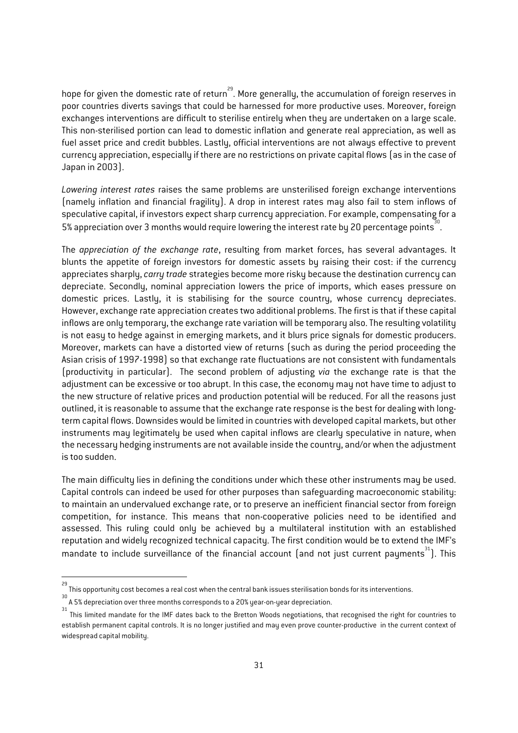hope for given the domestic rate of return[29]. More generally, the accumulation of foreign reserves in poor countries diverts savings that could be harnessed for more productive uses. Moreover, foreign exchanges interventions are difficult to sterilise entirely when they are undertaken on a large scale. This non-sterilised portion can lead to domestic inflation and generate real appreciation, as well as fuel asset price and credit bubbles. Lastly, official interventions are not always effective to prevent currency appreciation, especially if there are no restrictions on private capital flows (as in the case of Japan in 2003).

*Lowering interest rates* raises the same problems are unsterilised foreign exchange interventions (namely inflation and financial fragility). A drop in interest rates may also fail to stem inflows of speculative capital, if investors expect sharp currency appreciation. For example, compensating for a 5% appreciation over 3 months would require lowering the interest rate by 20 percentage points[30].

The *appreciation of the exchange rate*, resulting from market forces, has several advantages. It blunts the appetite of foreign investors for domestic assets by raising their cost: if the currency appreciates sharply, *carry trade* strategies become more risky because the destination currency can depreciate. Secondly, nominal appreciation lowers the price of imports, which eases pressure on domestic prices. Lastly, it is stabilising for the source country, whose currency depreciates. However, exchange rate appreciation creates two additional problems. The first is that if these capital inflows are only temporary, the exchange rate variation will be temporary also. The resulting volatility is not easy to hedge against in emerging markets, and it blurs price signals for domestic producers. Moreover, markets can have a distorted view of returns (such as during the period proceeding the Asian crisis of 1997-1998) so that exchange rate fluctuations are not consistent with fundamentals (productivity in particular). The second problem of adjusting *via* the exchange rate is that the adjustment can be excessive or too abrupt. In this case, the economy may not have time to adjust to the new structure of relative prices and production potential will be reduced. For all the reasons just outlined, it is reasonable to assume that the exchange rate response is the best for dealing with long-term capital flows. Downsides would be limited in countries with developed capital markets, but other instruments may legitimately be used when capital inflows are clearly speculative in nature, when the necessary hedging instruments are not available inside the country, and/or when the adjustment is too sudden.

The main difficulty lies in defining the conditions under which these other instruments may be used. Capital controls can indeed be used for other purposes than safeguarding macroeconomic stability: to maintain an undervalued exchange rate, or to preserve an inefficient financial sector from foreign competition, for instance. This means that non-cooperative policies need to be identified and assessed. This ruling could only be achieved by a multilateral institution with an established reputation and widely recognized technical capacity. The first condition would be to extend the IMF's mandate to include surveillance of the financial account (and not just current payments[31]). This

---

[29] This opportunity cost becomes a real cost when the central bank issues sterilisation bonds for its interventions.

[30] A 5% depreciation over three months corresponds to a 20% year-on-year depreciation.

[31] This limited mandate for the IMF dates back to the Bretton Woods negotiations, that recognised the right for countries to establish permanent capital controls. It is no longer justified and may even prove counter-productive in the current context of widespread capital mobility.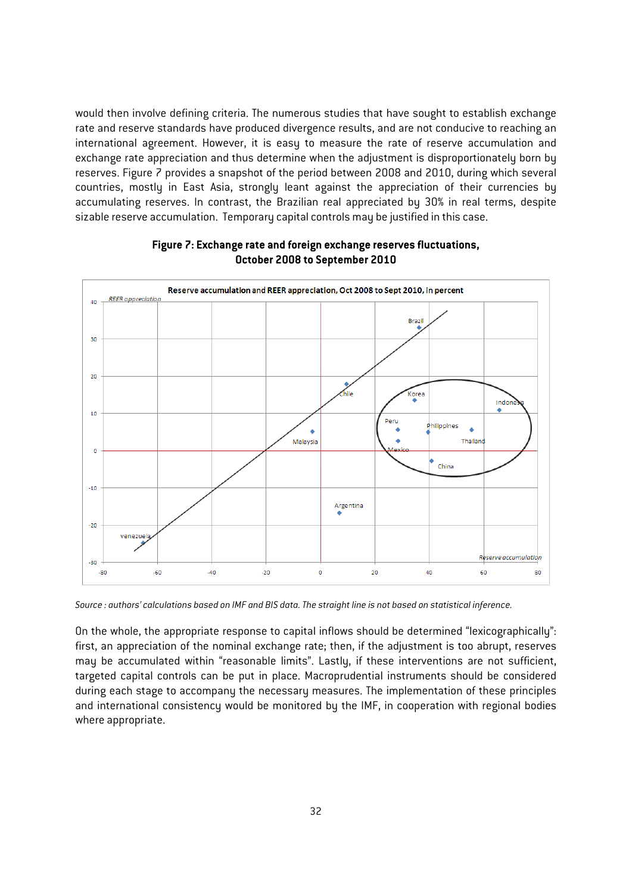would then involve defining criteria. The numerous studies that have sought to establish exchange rate and reserve standards have produced divergence results, and are not conducive to reaching an international agreement. However, it is easy to measure the rate of reserve accumulation and exchange rate appreciation and thus determine when the adjustment is disproportionately born by reserves. Figure 7 provides a snapshot of the period between 2008 and 2010, during which several countries, mostly in East Asia, strongly leant against the appreciation of their currencies by accumulating reserves. In contrast, the Brazilian real appreciated by 30% in real terms, despite sizable reserve accumulation. Temporary capital controls may be justified in this case.

**Figure 7: Exchange rate and foreign exchange reserves fluctuations, October 2008 to September 2010**

*Source : authors' calculations based on IMF and BIS data. The straight line is not based on statistical inference.*

On the whole, the appropriate response to capital inflows should be determined "lexicographically": first, an appreciation of the nominal exchange rate; then, if the adjustment is too abrupt, reserves may be accumulated within "reasonable limits". Lastly, if these interventions are not sufficient, targeted capital controls can be put in place. Macroprudential instruments should be considered during each stage to accompany the necessary measures. The implementation of these principles and international consistency would be monitored by the IMF, in cooperation with regional bodies where appropriate.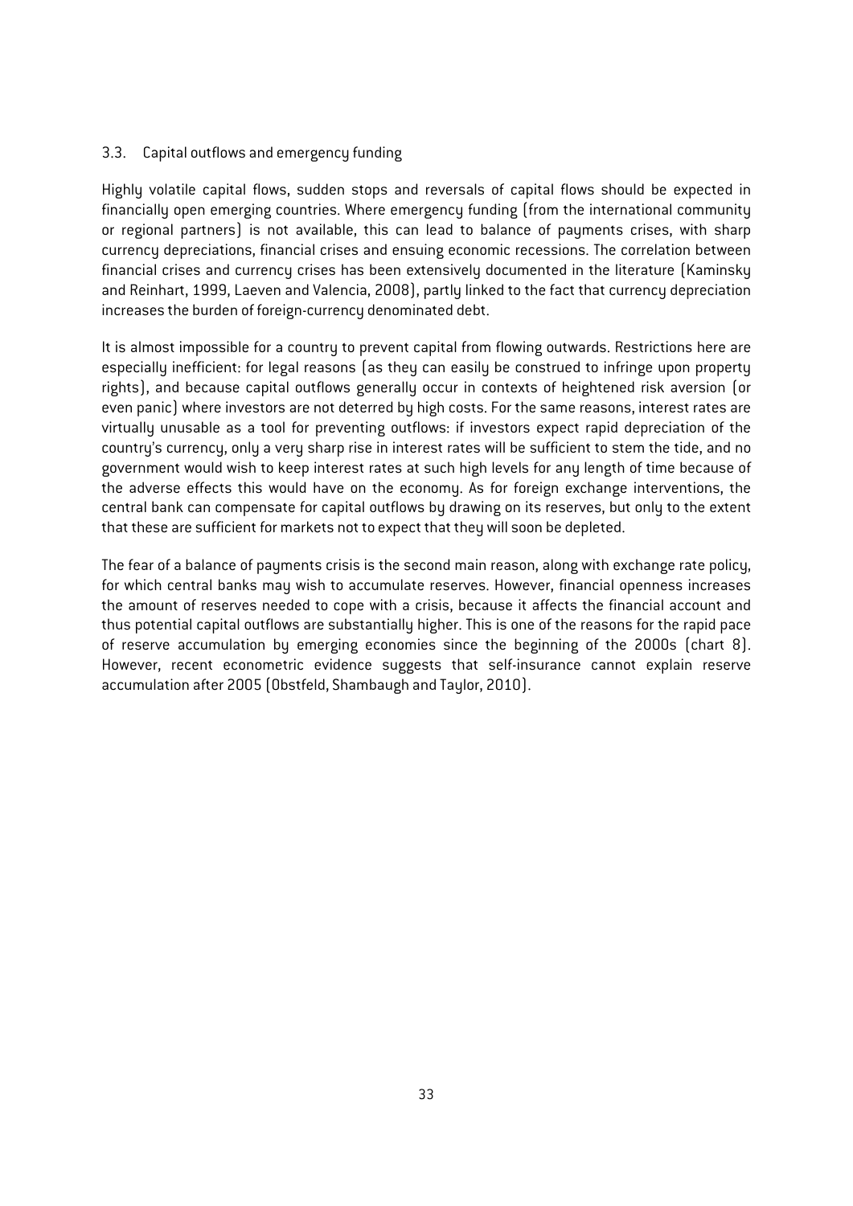### 3.3. Capital outflows and emergency funding

Highly volatile capital flows, sudden stops and reversals of capital flows should be expected in financially open emerging countries. Where emergency funding (from the international community or regional partners) is not available, this can lead to balance of payments crises, with sharp currency depreciations, financial crises and ensuing economic recessions. The correlation between financial crises and currency crises has been extensively documented in the literature (Kaminsky and Reinhart, 1999, Laeven and Valencia, 2008), partly linked to the fact that currency depreciation increases the burden of foreign-currency denominated debt.

It is almost impossible for a country to prevent capital from flowing outwards. Restrictions here are especially inefficient: for legal reasons (as they can easily be construed to infringe upon property rights), and because capital outflows generally occur in contexts of heightened risk aversion (or even panic) where investors are not deterred by high costs. For the same reasons, interest rates are virtually unusable as a tool for preventing outflows: if investors expect rapid depreciation of the country's currency, only a very sharp rise in interest rates will be sufficient to stem the tide, and no government would wish to keep interest rates at such high levels for any length of time because of the adverse effects this would have on the economy. As for foreign exchange interventions, the central bank can compensate for capital outflows by drawing on its reserves, but only to the extent that these are sufficient for markets not to expect that they will soon be depleted.

The fear of a balance of payments crisis is the second main reason, along with exchange rate policy, for which central banks may wish to accumulate reserves. However, financial openness increases the amount of reserves needed to cope with a crisis, because it affects the financial account and thus potential capital outflows are substantially higher. This is one of the reasons for the rapid pace of reserve accumulation by emerging economies since the beginning of the 2000s (chart 8). However, recent econometric evidence suggests that self-insurance cannot explain reserve accumulation after 2005 (Obstfeld, Shambaugh and Taylor, 2010).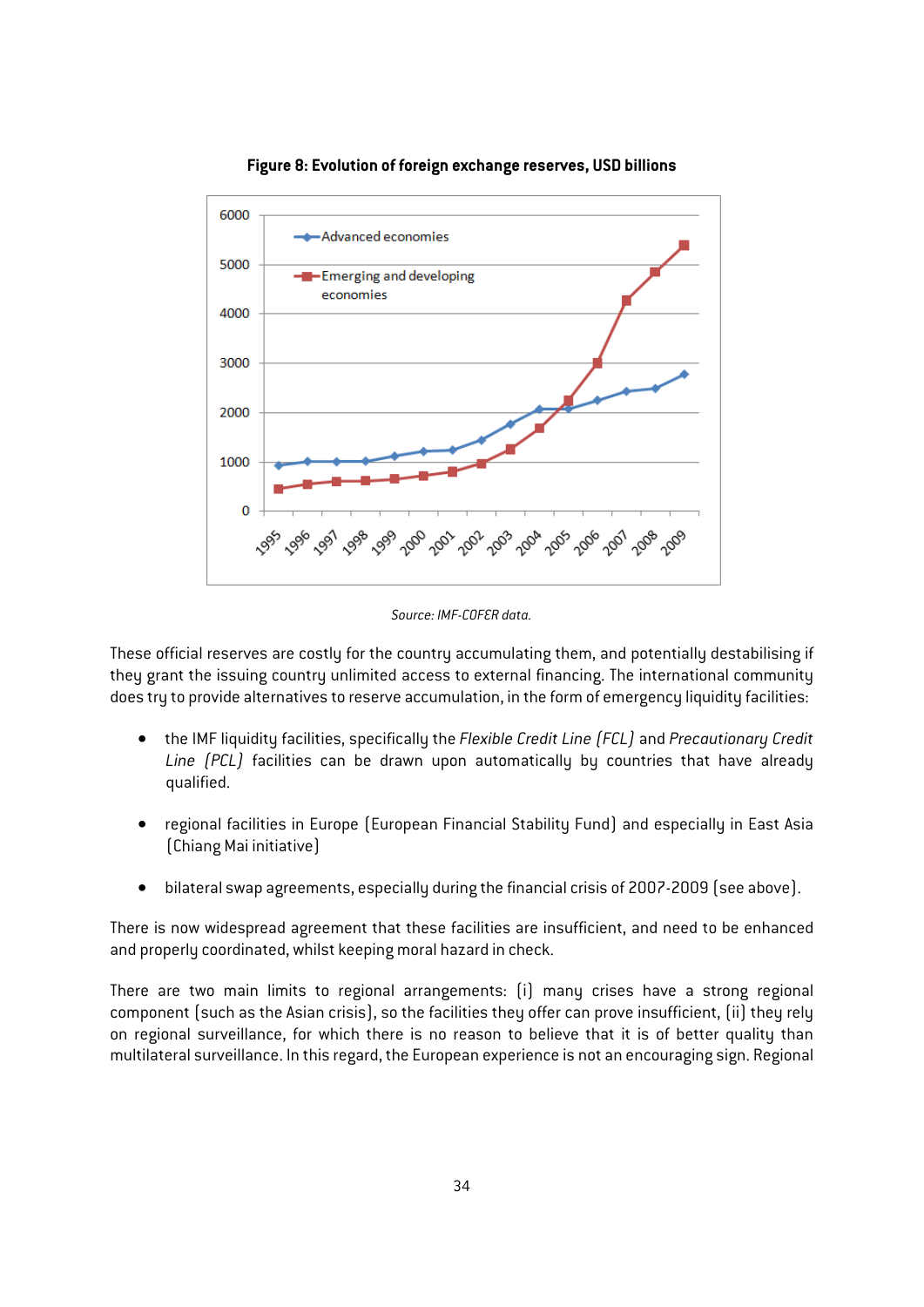**Figure 8: Evolution of foreign exchange reserves, USD billions**

*Source: IMF-COFER data.*

These official reserves are costly for the country accumulating them, and potentially destabilising if they grant the issuing country unlimited access to external financing. The international community does try to provide alternatives to reserve accumulation, in the form of emergency liquidity facilities:

- the IMF liquidity facilities, specifically the *Flexible Credit Line (FCL)* and *Precautionary Credit Line (PCL)* facilities can be drawn upon automatically by countries that have already qualified.
- regional facilities in Europe (European Financial Stability Fund) and especially in East Asia (Chiang Mai initiative)
- bilateral swap agreements, especially during the financial crisis of 2007-2009 (see above).

There is now widespread agreement that these facilities are insufficient, and need to be enhanced and properly coordinated, whilst keeping moral hazard in check.

There are two main limits to regional arrangements: (i) many crises have a strong regional component (such as the Asian crisis), so the facilities they offer can prove insufficient, (ii) they rely on regional surveillance, for which there is no reason to believe that it is of better quality than multilateral surveillance. In this regard, the European experience is not an encouraging sign. Regional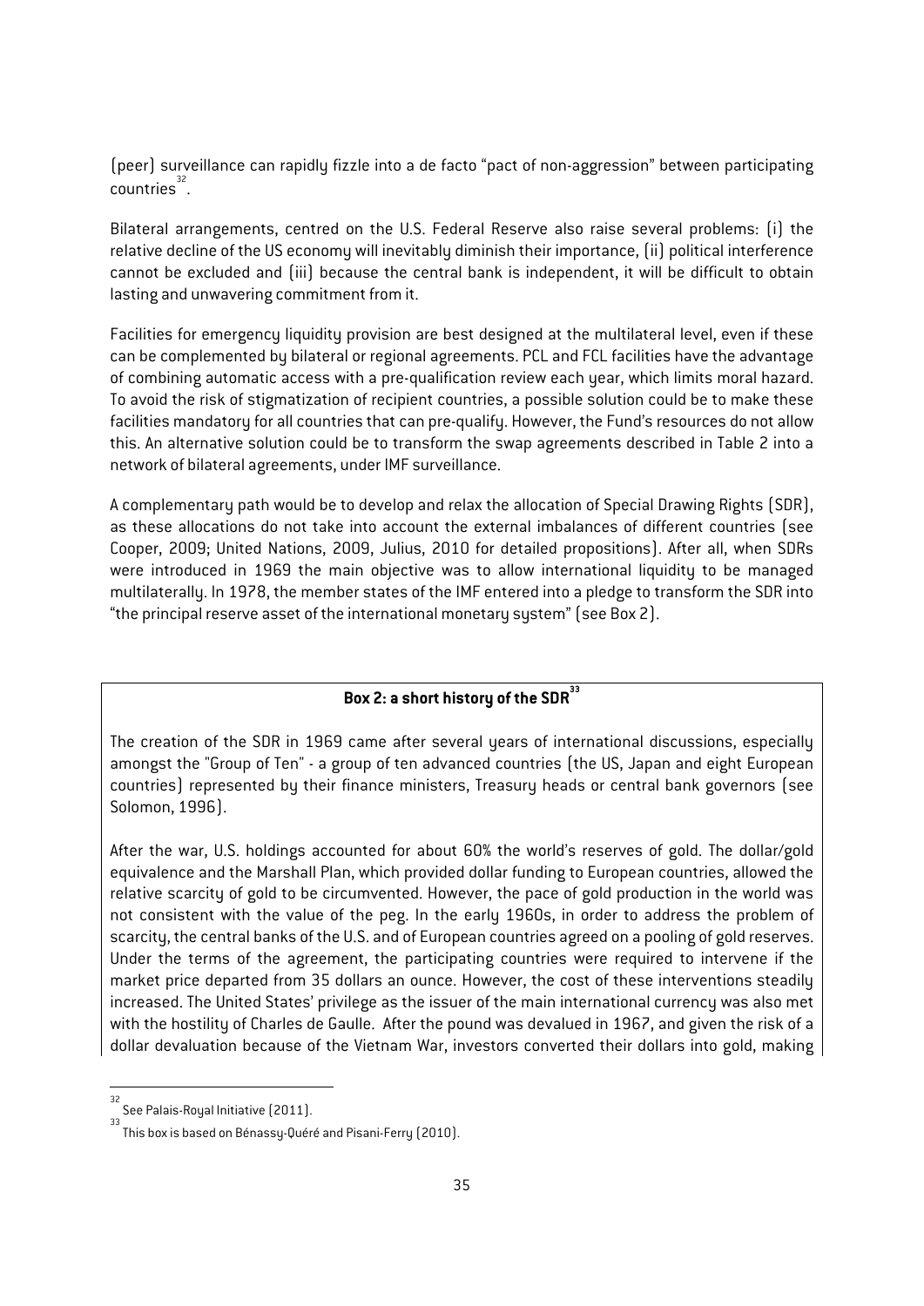(peer) surveillance can rapidly fizzle into a de facto "pact of non-aggression" between participating countries[32].

Bilateral arrangements, centred on the U.S. Federal Reserve also raise several problems: (i) the relative decline of the US economy will inevitably diminish their importance, (ii) political interference cannot be excluded and (iii) because the central bank is independent, it will be difficult to obtain lasting and unwavering commitment from it.

Facilities for emergency liquidity provision are best designed at the multilateral level, even if these can be complemented by bilateral or regional agreements. PCL and FCL facilities have the advantage of combining automatic access with a pre-qualification review each year, which limits moral hazard. To avoid the risk of stigmatization of recipient countries, a possible solution could be to make these facilities mandatory for all countries that can pre-qualify. However, the Fund's resources do not allow this. An alternative solution could be to transform the swap agreements described in Table 2 into a network of bilateral agreements, under IMF surveillance.

A complementary path would be to develop and relax the allocation of Special Drawing Rights (SDR), as these allocations do not take into account the external imbalances of different countries (see Cooper, 2009; United Nations, 2009, Julius, 2010 for detailed propositions). After all, when SDRs were introduced in 1969 the main objective was to allow international liquidity to be managed multilaterally. In 1978, the member states of the IMF entered into a pledge to transform the SDR into "the principal reserve asset of the international monetary system" (see Box 2).

**Box 2: a short history of the SDR[33]**

The creation of the SDR in 1969 came after several years of international discussions, especially amongst the "Group of Ten" - a group of ten advanced countries (the US, Japan and eight European countries) represented by their finance ministers, Treasury heads or central bank governors (see Solomon, 1996).

After the war, U.S. holdings accounted for about 60% the world's reserves of gold. The dollar/gold equivalence and the Marshall Plan, which provided dollar funding to European countries, allowed the relative scarcity of gold to be circumvented. However, the pace of gold production in the world was not consistent with the value of the peg. In the early 1960s, in order to address the problem of scarcity, the central banks of the U.S. and of European countries agreed on a pooling of gold reserves. Under the terms of the agreement, the participating countries were required to intervene if the market price departed from 35 dollars an ounce. However, the cost of these interventions steadily increased. The United States' privilege as the issuer of the main international currency was also met with the hostility of Charles de Gaulle. After the pound was devalued in 1967, and given the risk of a dollar devaluation because of the Vietnam War, investors converted their dollars into gold, making

---

[32] See Palais-Royal Initiative (2011).

[33] This box is based on Bénassy-Quéré and Pisani-Ferry (2010).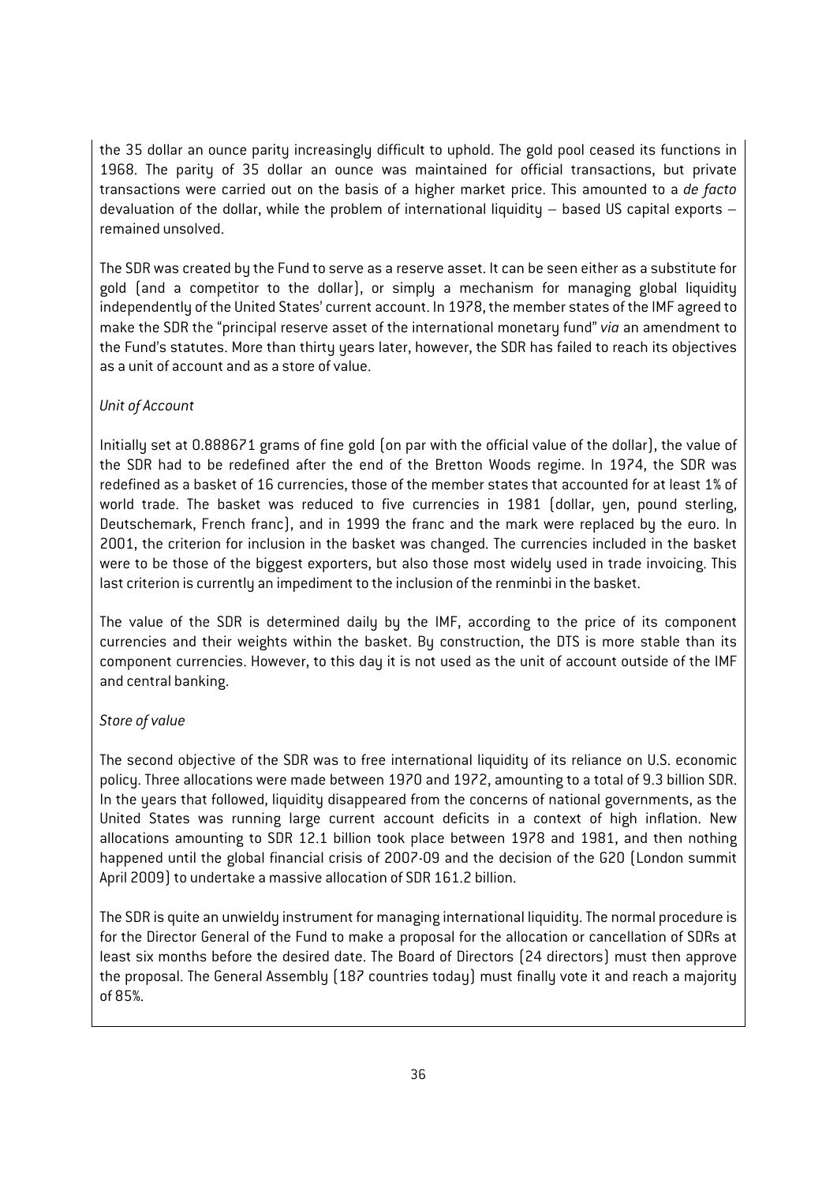the 35 dollar an ounce parity increasingly difficult to uphold. The gold pool ceased its functions in 1968. The parity of 35 dollar an ounce was maintained for official transactions, but private transactions were carried out on the basis of a higher market price. This amounted to a *de facto* devaluation of the dollar, while the problem of international liquidity – based US capital exports – remained unsolved.

The SDR was created by the Fund to serve as a reserve asset. It can be seen either as a substitute for gold (and a competitor to the dollar), or simply a mechanism for managing global liquidity independently of the United States' current account. In 1978, the member states of the IMF agreed to make the SDR the "principal reserve asset of the international monetary fund" *via* an amendment to the Fund's statutes. More than thirty years later, however, the SDR has failed to reach its objectives as a unit of account and as a store of value.

*Unit of Account*

Initially set at 0.888671 grams of fine gold (on par with the official value of the dollar), the value of the SDR had to be redefined after the end of the Bretton Woods regime. In 1974, the SDR was redefined as a basket of 16 currencies, those of the member states that accounted for at least 1% of world trade. The basket was reduced to five currencies in 1981 (dollar, yen, pound sterling, Deutschemark, French franc), and in 1999 the franc and the mark were replaced by the euro. In 2001, the criterion for inclusion in the basket was changed. The currencies included in the basket were to be those of the biggest exporters, but also those most widely used in trade invoicing. This last criterion is currently an impediment to the inclusion of the renminbi in the basket.

The value of the SDR is determined daily by the IMF, according to the price of its component currencies and their weights within the basket. By construction, the DTS is more stable than its component currencies. However, to this day it is not used as the unit of account outside of the IMF and central banking.

*Store of value*

The second objective of the SDR was to free international liquidity of its reliance on U.S. economic policy. Three allocations were made between 1970 and 1972, amounting to a total of 9.3 billion SDR. In the years that followed, liquidity disappeared from the concerns of national governments, as the United States was running large current account deficits in a context of high inflation. New allocations amounting to SDR 12.1 billion took place between 1978 and 1981, and then nothing happened until the global financial crisis of 2007-09 and the decision of the G20 (London summit April 2009) to undertake a massive allocation of SDR 161.2 billion.

The SDR is quite an unwieldy instrument for managing international liquidity. The normal procedure is for the Director General of the Fund to make a proposal for the allocation or cancellation of SDRs at least six months before the desired date. The Board of Directors (24 directors) must then approve the proposal. The General Assembly (187 countries today) must finally vote it and reach a majority of 85%.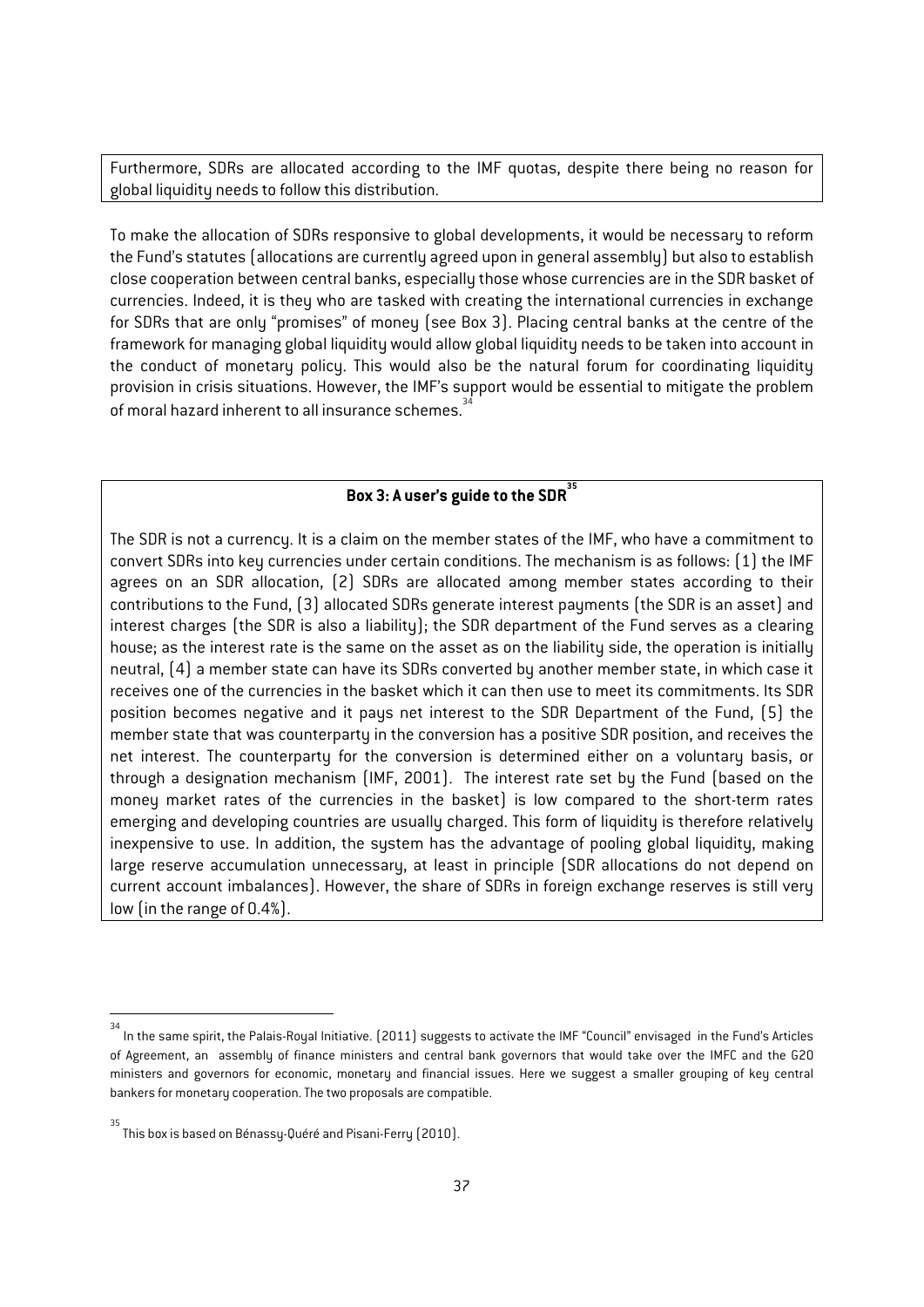Furthermore, SDRs are allocated according to the IMF quotas, despite there being no reason for global liquidity needs to follow this distribution.

To make the allocation of SDRs responsive to global developments, it would be necessary to reform the Fund's statutes (allocations are currently agreed upon in general assembly) but also to establish close cooperation between central banks, especially those whose currencies are in the SDR basket of currencies. Indeed, it is they who are tasked with creating the international currencies in exchange for SDRs that are only "promises" of money (see Box 3). Placing central banks at the centre of the framework for managing global liquidity would allow global liquidity needs to be taken into account in the conduct of monetary policy. This would also be the natural forum for coordinating liquidity provision in crisis situations. However, the IMF's support would be essential to mitigate the problem of moral hazard inherent to all insurance schemes.[34]

### Box 3: A user's guide to the SDR[35]

The SDR is not a currency. It is a claim on the member states of the IMF, who have a commitment to convert SDRs into key currencies under certain conditions. The mechanism is as follows: (1) the IMF agrees on an SDR allocation, (2) SDRs are allocated among member states according to their contributions to the Fund, (3) allocated SDRs generate interest payments (the SDR is an asset) and interest charges (the SDR is also a liability); the SDR department of the Fund serves as a clearing house; as the interest rate is the same on the asset as on the liability side, the operation is initially neutral, (4) a member state can have its SDRs converted by another member state, in which case it receives one of the currencies in the basket which it can then use to meet its commitments. Its SDR position becomes negative and it pays net interest to the SDR Department of the Fund, (5) the member state that was counterparty in the conversion has a positive SDR position, and receives the net interest. The counterparty for the conversion is determined either on a voluntary basis, or through a designation mechanism (IMF, 2001). The interest rate set by the Fund (based on the money market rates of the currencies in the basket) is low compared to the short-term rates emerging and developing countries are usually charged. This form of liquidity is therefore relatively inexpensive to use. In addition, the system has the advantage of pooling global liquidity, making large reserve accumulation unnecessary, at least in principle (SDR allocations do not depend on current account imbalances). However, the share of SDRs in foreign exchange reserves is still very low (in the range of 0.4%).

---

[34] In the same spirit, the Palais-Royal Initiative. (2011) suggests to activate the IMF "Council" envisaged in the Fund's Articles of Agreement, an assembly of finance ministers and central bank governors that would take over the IMFC and the G20 ministers and governors for economic, monetary and financial issues. Here we suggest a smaller grouping of key central bankers for monetary cooperation. The two proposals are compatible.

[35] This box is based on Bénassy-Quéré and Pisani-Ferry (2010).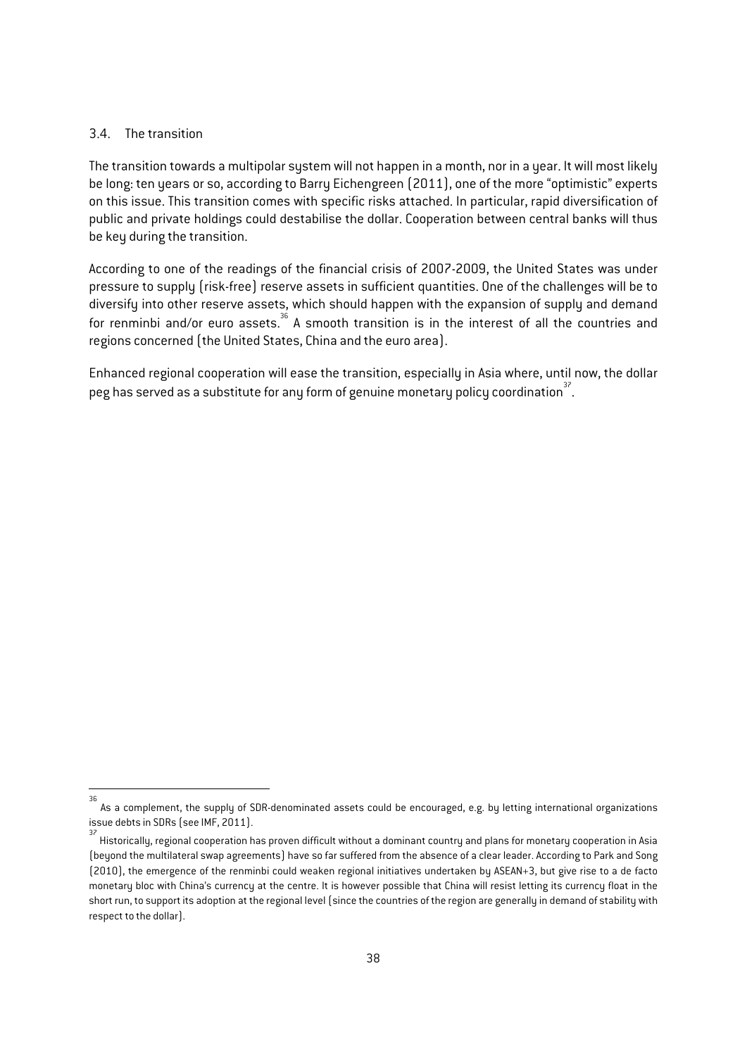### 3.4. The transition

The transition towards a multipolar system will not happen in a month, nor in a year. It will most likely be long: ten years or so, according to Barry Eichengreen (2011), one of the more "optimistic" experts on this issue. This transition comes with specific risks attached. In particular, rapid diversification of public and private holdings could destabilise the dollar. Cooperation between central banks will thus be key during the transition.

According to one of the readings of the financial crisis of 2007-2009, the United States was under pressure to supply (risk-free) reserve assets in sufficient quantities. One of the challenges will be to diversify into other reserve assets, which should happen with the expansion of supply and demand for renminbi and/or euro assets.[36] A smooth transition is in the interest of all the countries and regions concerned (the United States, China and the euro area).

Enhanced regional cooperation will ease the transition, especially in Asia where, until now, the dollar peg has served as a substitute for any form of genuine monetary policy coordination[37].

---

[36] As a complement, the supply of SDR-denominated assets could be encouraged, e.g. by letting international organizations issue debts in SDRs (see IMF, 2011).

[37] Historically, regional cooperation has proven difficult without a dominant country and plans for monetary cooperation in Asia (beyond the multilateral swap agreements) have so far suffered from the absence of a clear leader. According to Park and Song (2010), the emergence of the renminbi could weaken regional initiatives undertaken by ASEAN+3, but give rise to a de facto monetary bloc with China's currency at the centre. It is however possible that China will resist letting its currency float in the short run, to support its adoption at the regional level (since the countries of the region are generally in demand of stability with respect to the dollar).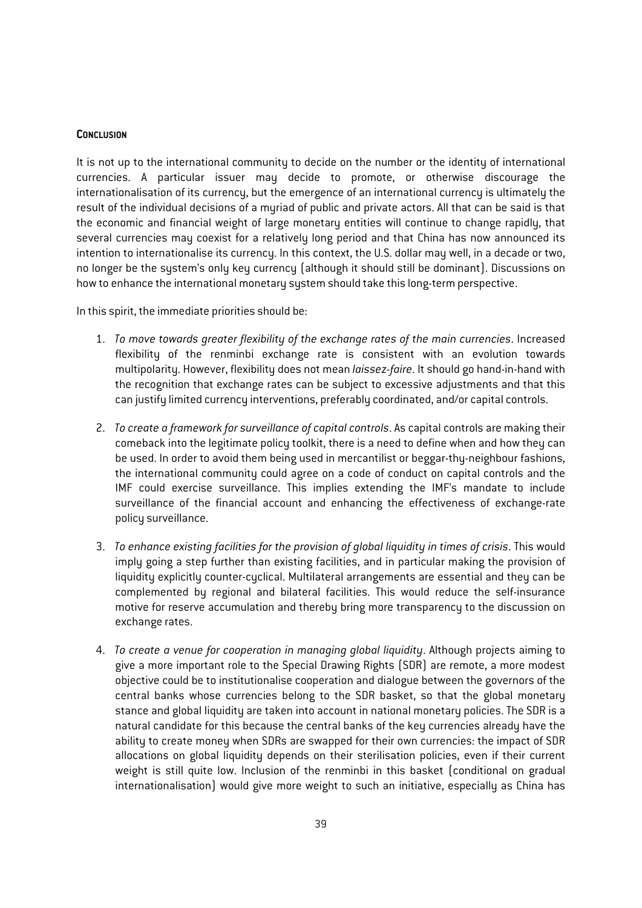## **Conclusion**

It is not up to the international community to decide on the number or the identity of international currencies. A particular issuer may decide to promote, or otherwise discourage the internationalisation of its currency, but the emergence of an international currency is ultimately the result of the individual decisions of a myriad of public and private actors. All that can be said is that the economic and financial weight of large monetary entities will continue to change rapidly, that several currencies may coexist for a relatively long period and that China has now announced its intention to internationalise its currency. In this context, the U.S. dollar may well, in a decade or two, no longer be the system's only key currency (although it should still be dominant). Discussions on how to enhance the international monetary system should take this long-term perspective.

In this spirit, the immediate priorities should be:

1. *To move towards greater flexibility of the exchange rates of the main currencies*. Increased flexibility of the renminbi exchange rate is consistent with an evolution towards multipolarity. However, flexibility does not mean *laissez-faire*. It should go hand-in-hand with the recognition that exchange rates can be subject to excessive adjustments and that this can justify limited currency interventions, preferably coordinated, and/or capital controls.

2. *To create a framework for surveillance of capital controls*. As capital controls are making their comeback into the legitimate policy toolkit, there is a need to define when and how they can be used. In order to avoid them being used in mercantilist or beggar-thy-neighbour fashions, the international community could agree on a code of conduct on capital controls and the IMF could exercise surveillance. This implies extending the IMF's mandate to include surveillance of the financial account and enhancing the effectiveness of exchange-rate policy surveillance.

3. *To enhance existing facilities for the provision of global liquidity in times of crisis*. This would imply going a step further than existing facilities, and in particular making the provision of liquidity explicitly counter-cyclical. Multilateral arrangements are essential and they can be complemented by regional and bilateral facilities. This would reduce the self-insurance motive for reserve accumulation and thereby bring more transparency to the discussion on exchange rates.

4. *To create a venue for cooperation in managing global liquidity*. Although projects aiming to give a more important role to the Special Drawing Rights (SDR) are remote, a more modest objective could be to institutionalise cooperation and dialogue between the governors of the central banks whose currencies belong to the SDR basket, so that the global monetary stance and global liquidity are taken into account in national monetary policies. The SDR is a natural candidate for this because the central banks of the key currencies already have the ability to create money when SDRs are swapped for their own currencies: the impact of SDR allocations on global liquidity depends on their sterilisation policies, even if their current weight is still quite low. Inclusion of the renminbi in this basket (conditional on gradual internationalisation) would give more weight to such an initiative, especially as China has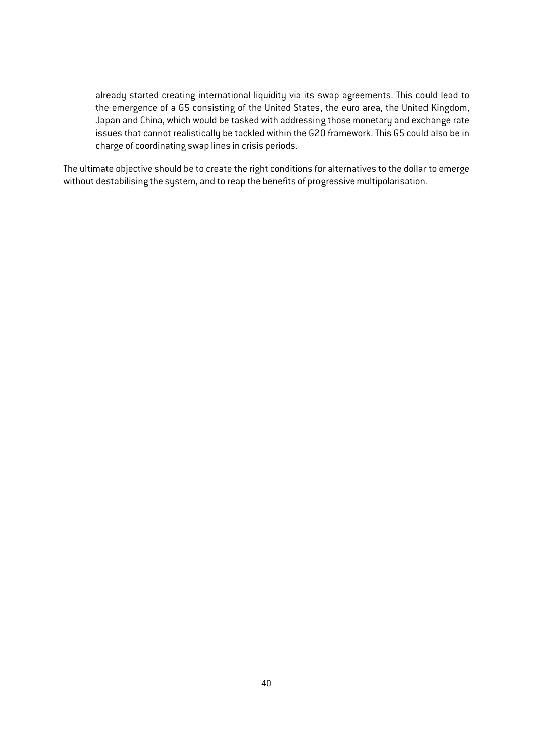already started creating international liquidity via its swap agreements. This could lead to the emergence of a G5 consisting of the United States, the euro area, the United Kingdom, Japan and China, which would be tasked with addressing those monetary and exchange rate issues that cannot realistically be tackled within the G20 framework. This G5 could also be in charge of coordinating swap lines in crisis periods.

The ultimate objective should be to create the right conditions for alternatives to the dollar to emerge without destabilising the system, and to reap the benefits of progressive multipolarisation.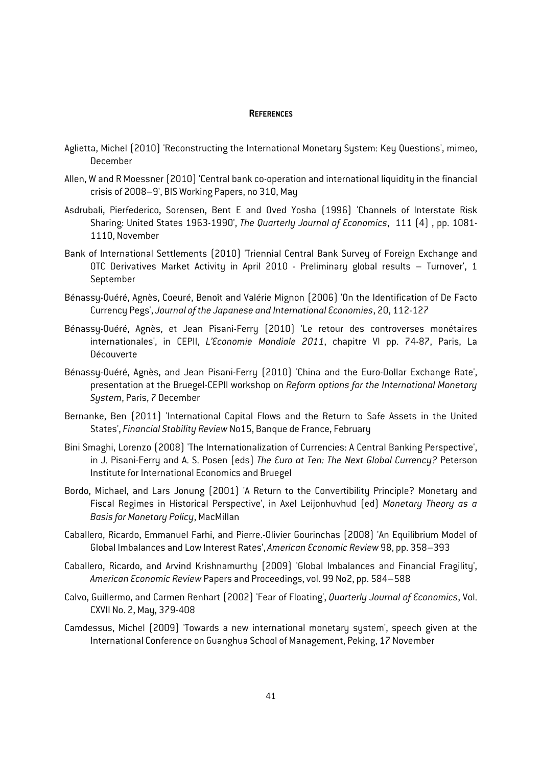## References

Aglietta, Michel (2010) 'Reconstructing the International Monetary System: Key Questions', mimeo, December

Allen, W and R Moessner (2010) 'Central bank co-operation and international liquidity in the financial crisis of 2008–9', BIS Working Papers, no 310, May

Asdrubali, Pierfederico, Sorensen, Bent E and Oved Yosha (1996) 'Channels of Interstate Risk Sharing: United States 1963-1990', *The Quarterly Journal of Economics*, 111 (4) , pp. 1081-1110, November

Bank of International Settlements (2010) 'Triennial Central Bank Survey of Foreign Exchange and OTC Derivatives Market Activity in April 2010 - Preliminary global results – Turnover', 1 September

Bénassy-Quéré, Agnès, Coeuré, Benoît and Valérie Mignon (2006) 'On the Identification of De Facto Currency Pegs', *Journal of the Japanese and International Economies*, 20, 112-127

Bénassy-Quéré, Agnès, et Jean Pisani-Ferry (2010) 'Le retour des controverses monétaires internationales', in CEPII, *L'Economie Mondiale 2011*, chapitre VI pp. 74-87, Paris, La Découverte

Bénassy-Quéré, Agnès, and Jean Pisani-Ferry (2010) 'China and the Euro-Dollar Exchange Rate', presentation at the Bruegel-CEPII workshop on *Reform options for the International Monetary System*, Paris, 7 December

Bernanke, Ben (2011) 'International Capital Flows and the Return to Safe Assets in the United States', *Financial Stability Review* No15, Banque de France, February

Bini Smaghi, Lorenzo (2008) 'The Internationalization of Currencies: A Central Banking Perspective', in J. Pisani-Ferry and A. S. Posen (eds) *The Euro at Ten: The Next Global Currency?* Peterson Institute for International Economics and Bruegel

Bordo, Michael, and Lars Jonung (2001) 'A Return to the Convertibility Principle? Monetary and Fiscal Regimes in Historical Perspective', in Axel Leijonhuvhud (ed) *Monetary Theory as a Basis for Monetary Policy*, MacMillan

Caballero, Ricardo, Emmanuel Farhi, and Pierre.-Olivier Gourinchas (2008) 'An Equilibrium Model of Global Imbalances and Low Interest Rates', *American Economic Review* 98, pp. 358–393

Caballero, Ricardo, and Arvind Krishnamurthy (2009) 'Global Imbalances and Financial Fragility', *American Economic Review* Papers and Proceedings, vol. 99 No2, pp. 584–588

Calvo, Guillermo, and Carmen Renhart (2002) 'Fear of Floating', *Quarterly Journal of Economics*, Vol. CXVII No. 2, May, 379-408

Camdessus, Michel (2009) 'Towards a new international monetary system', speech given at the International Conference on Guanghua School of Management, Peking, 17 November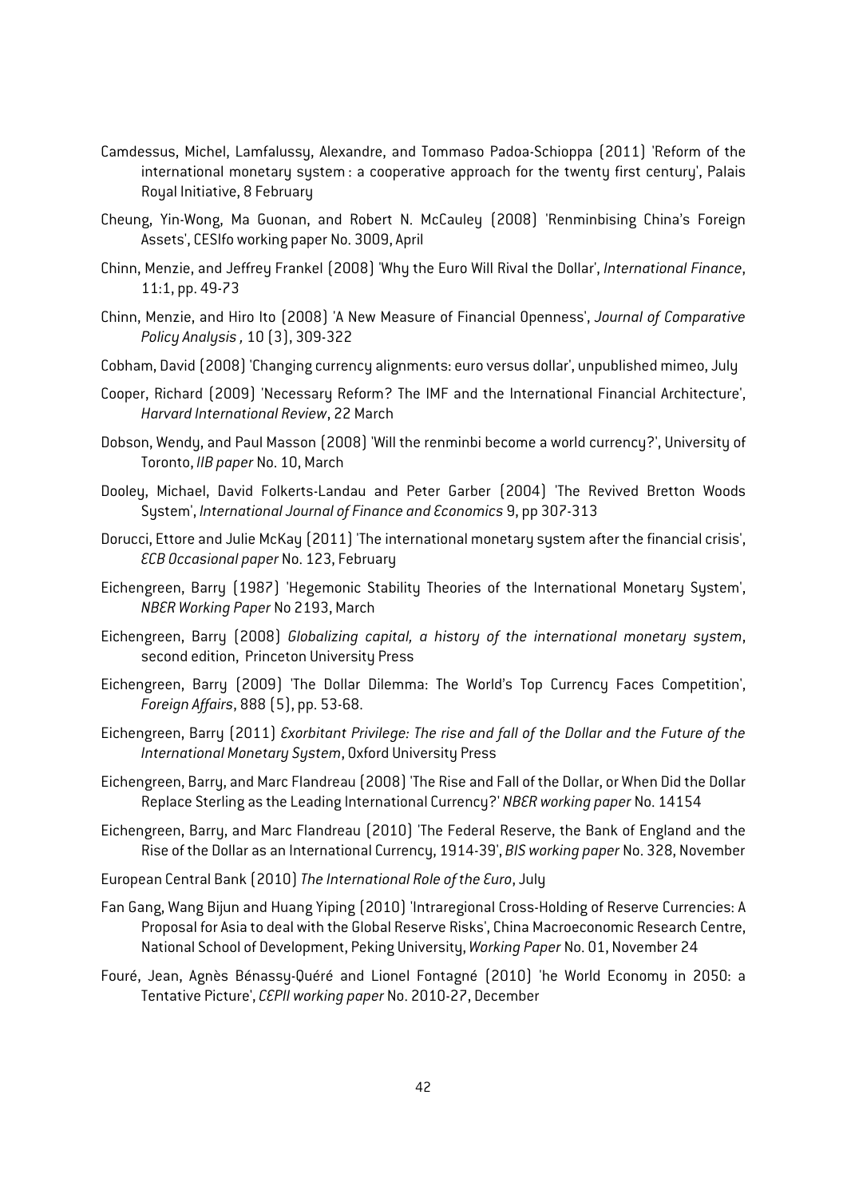Camdessus, Michel, Lamfalussy, Alexandre, and Tommaso Padoa-Schioppa (2011) 'Reform of the international monetary system : a cooperative approach for the twenty first century', Palais Royal Initiative, 8 February

Cheung, Yin-Wong, Ma Guonan, and Robert N. McCauley (2008) 'Renminbising China's Foreign Assets', CESIfo working paper No. 3009, April

Chinn, Menzie, and Jeffrey Frankel (2008) 'Why the Euro Will Rival the Dollar', *International Finance*, 11:1, pp. 49-73

Chinn, Menzie, and Hiro Ito (2008) 'A New Measure of Financial Openness', *Journal of Comparative Policy Analysis ,* 10 (3), 309-322

Cobham, David (2008) 'Changing currency alignments: euro versus dollar', unpublished mimeo, July

Cooper, Richard (2009) 'Necessary Reform? The IMF and the International Financial Architecture', *Harvard International Review*, 22 March

Dobson, Wendy, and Paul Masson (2008) 'Will the renminbi become a world currency?', University of Toronto, *IIB paper* No. 10, March

Dooley, Michael, David Folkerts-Landau and Peter Garber (2004) 'The Revived Bretton Woods System', *International Journal of Finance and Economics* 9, pp 307-313

Dorucci, Ettore and Julie McKay (2011) 'The international monetary system after the financial crisis', *ECB Occasional paper* No. 123, February

Eichengreen, Barry (1987) 'Hegemonic Stability Theories of the International Monetary System', *NBER Working Paper* No 2193, March

Eichengreen, Barry (2008) *Globalizing capital, a history of the international monetary system*, second edition, Princeton University Press

Eichengreen, Barry (2009) 'The Dollar Dilemma: The World's Top Currency Faces Competition', *Foreign Affairs*, 888 (5), pp. 53-68.

Eichengreen, Barry (2011) *Exorbitant Privilege: The rise and fall of the Dollar and the Future of the International Monetary System*, Oxford University Press

Eichengreen, Barry, and Marc Flandreau (2008) 'The Rise and Fall of the Dollar, or When Did the Dollar Replace Sterling as the Leading International Currency?' *NBER working paper* No. 14154

Eichengreen, Barry, and Marc Flandreau (2010) 'The Federal Reserve, the Bank of England and the Rise of the Dollar as an International Currency, 1914-39', *BIS working paper* No. 328, November

European Central Bank (2010) *The International Role of the Euro*, July

Fan Gang, Wang Bijun and Huang Yiping (2010) 'Intraregional Cross-Holding of Reserve Currencies: A Proposal for Asia to deal with the Global Reserve Risks', China Macroeconomic Research Centre, National School of Development, Peking University, *Working Paper* No. 01, November 24

Fouré, Jean, Agnès Bénassy-Quéré and Lionel Fontagné (2010) 'he World Economy in 2050: a Tentative Picture', *CEPII working paper* No. 2010-27, December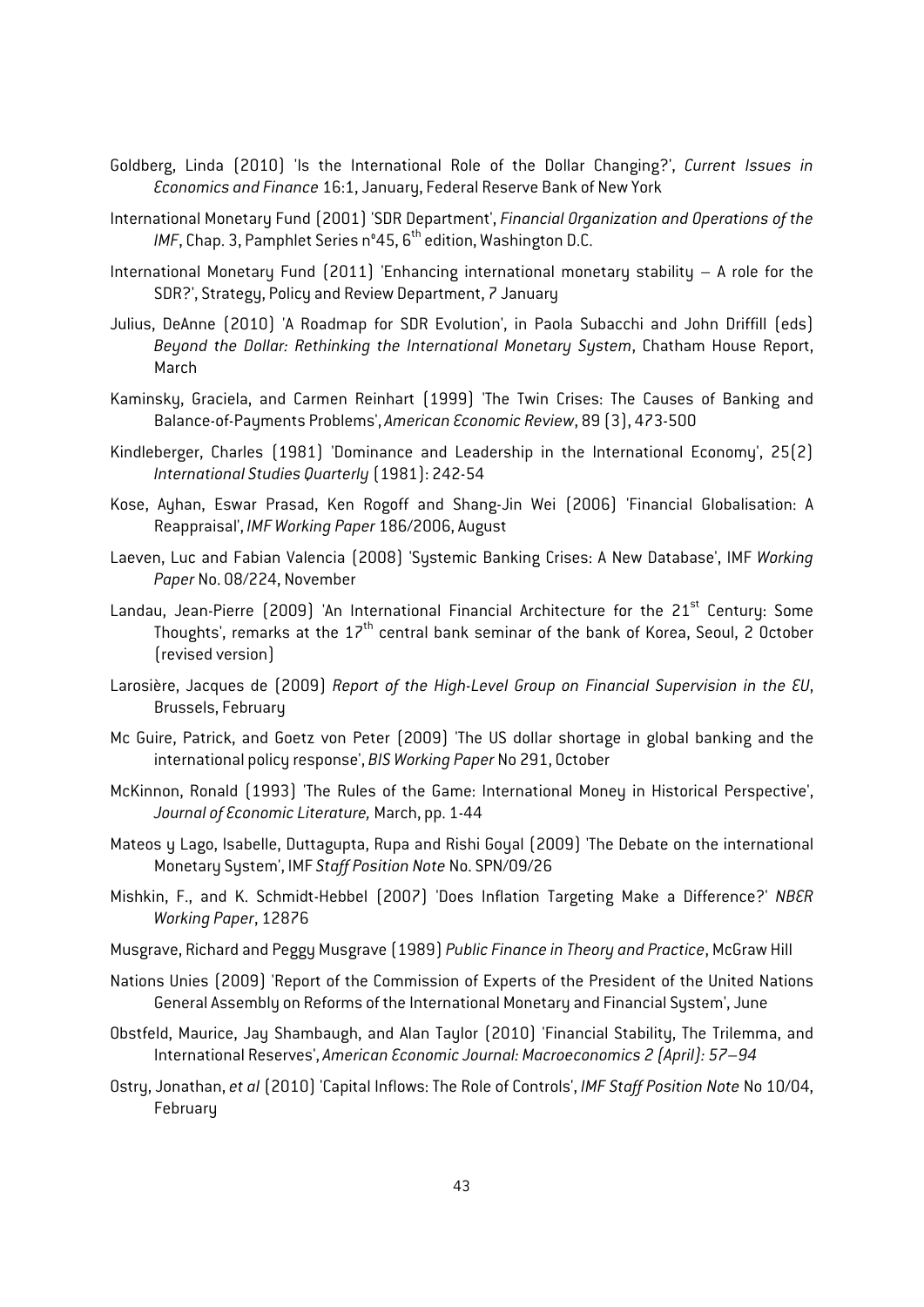Goldberg, Linda (2010) 'Is the International Role of the Dollar Changing?', *Current Issues in Economics and Finance* 16:1, January, Federal Reserve Bank of New York

International Monetary Fund (2001) 'SDR Department', *Financial Organization and Operations of the IMF*, Chap. 3, Pamphlet Series n°45, 6th edition, Washington D.C.

International Monetary Fund (2011) 'Enhancing international monetary stability – A role for the SDR?', Strategy, Policy and Review Department, 7 January

Julius, DeAnne (2010) 'A Roadmap for SDR Evolution', in Paola Subacchi and John Driffill (eds) *Beyond the Dollar: Rethinking the International Monetary System*, Chatham House Report, March

Kaminsky, Graciela, and Carmen Reinhart (1999) 'The Twin Crises: The Causes of Banking and Balance-of-Payments Problems', *American Economic Review*, 89 (3), 473-500

Kindleberger, Charles (1981) 'Dominance and Leadership in the International Economy', 25(2) *International Studies Quarterly* (1981): 242-54

Kose, Ayhan, Eswar Prasad, Ken Rogoff and Shang-Jin Wei (2006) 'Financial Globalisation: A Reappraisal', *IMF Working Paper* 186/2006, August

Laeven, Luc and Fabian Valencia (2008) 'Systemic Banking Crises: A New Database', IMF *Working Paper* No. 08/224, November

Landau, Jean-Pierre (2009) 'An International Financial Architecture for the 21st Century: Some Thoughts', remarks at the 17th central bank seminar of the bank of Korea, Seoul, 2 October (revised version)

Larosière, Jacques de (2009) *Report of the High-Level Group on Financial Supervision in the EU*, Brussels, February

Mc Guire, Patrick, and Goetz von Peter (2009) 'The US dollar shortage in global banking and the international policy response', *BIS Working Paper* No 291, October

McKinnon, Ronald (1993) 'The Rules of the Game: International Money in Historical Perspective', *Journal of Economic Literature,* March, pp. 1-44

Mateos y Lago, Isabelle, Duttagupta, Rupa and Rishi Goyal (2009) 'The Debate on the international Monetary System', IMF *Staff Position Note* No. SPN/09/26

Mishkin, F., and K. Schmidt-Hebbel (2007) 'Does Inflation Targeting Make a Difference?' *NBER Working Paper*, 12876

Musgrave, Richard and Peggy Musgrave (1989) *Public Finance in Theory and Practice*, McGraw Hill

Nations Unies (2009) 'Report of the Commission of Experts of the President of the United Nations General Assembly on Reforms of the International Monetary and Financial System', June

Obstfeld, Maurice, Jay Shambaugh, and Alan Taylor (2010) 'Financial Stability, The Trilemma, and International Reserves', *American Economic Journal: Macroeconomics 2 (April): 57–94*

Ostry, Jonathan, *et al* (2010) 'Capital Inflows: The Role of Controls', *IMF Staff Position Note* No 10/04, February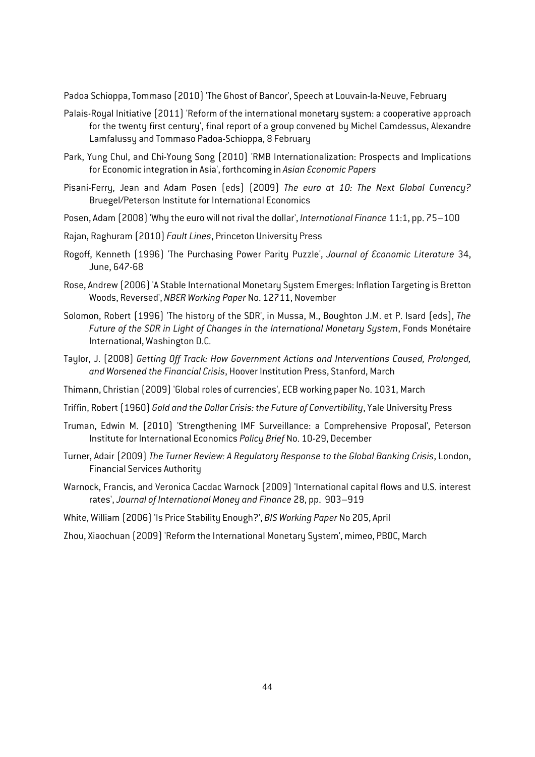Padoa Schioppa, Tommaso (2010) 'The Ghost of Bancor', Speech at Louvain-la-Neuve, February

Palais-Royal Initiative (2011) 'Reform of the international monetary system: a cooperative approach for the twenty first century', final report of a group convened by Michel Camdessus, Alexandre Lamfalussy and Tommaso Padoa-Schioppa, 8 February

Park, Yung Chul, and Chi-Young Song (2010) 'RMB Internationalization: Prospects and Implications for Economic integration in Asia', forthcoming in *Asian Economic Papers*

Pisani-Ferry, Jean and Adam Posen (eds) (2009) *The euro at 10: The Next Global Currency?* Bruegel/Peterson Institute for International Economics

Posen, Adam (2008) 'Why the euro will not rival the dollar', *International Finance* 11:1, pp. 75–100

Rajan, Raghuram (2010) *Fault Lines*, Princeton University Press

Rogoff, Kenneth (1996) 'The Purchasing Power Parity Puzzle', *Journal of Economic Literature* 34, June, 647-68

Rose, Andrew (2006) 'A Stable International Monetary System Emerges: Inflation Targeting is Bretton Woods, Reversed', *NBER Working Paper* No. 12711, November

Solomon, Robert (1996) 'The history of the SDR', in Mussa, M., Boughton J.M. et P. Isard (eds), *The Future of the SDR in Light of Changes in the International Monetary System*, Fonds Monétaire International, Washington D.C.

Taylor, J. (2008) *Getting Off Track: How Government Actions and Interventions Caused, Prolonged, and Worsened the Financial Crisis*, Hoover Institution Press, Stanford, March

Thimann, Christian (2009) 'Global roles of currencies', ECB working paper No. 1031, March

Triffin, Robert (1960) *Gold and the Dollar Crisis: the Future of Convertibility*, Yale University Press

Truman, Edwin M. (2010) 'Strengthening IMF Surveillance: a Comprehensive Proposal', Peterson Institute for International Economics *Policy Brief* No. 10-29, December

Turner, Adair (2009) *The Turner Review: A Regulatory Response to the Global Banking Crisis*, London, Financial Services Authority

Warnock, Francis, and Veronica Cacdac Warnock (2009) 'International capital flows and U.S. interest rates', *Journal of International Money and Finance* 28, pp. 903–919

White, William (2006) 'Is Price Stability Enough?', *BIS Working Paper* No 205, April

Zhou, Xiaochuan (2009) 'Reform the International Monetary System', mimeo, PBOC, March